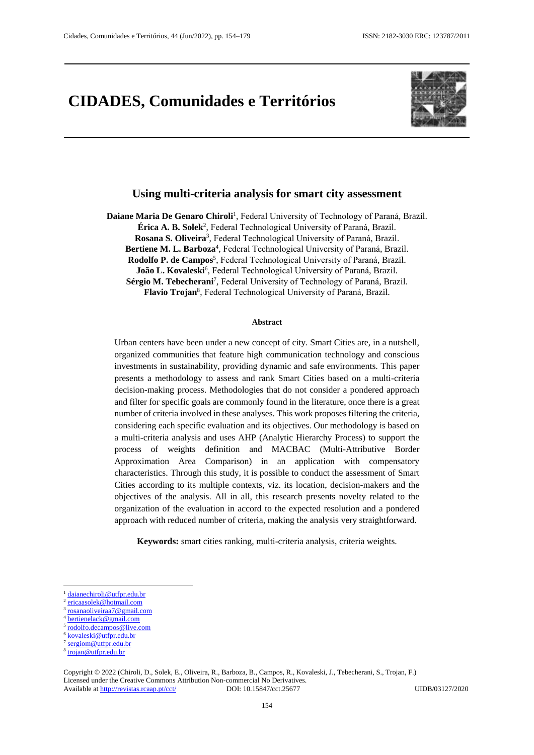# CIDADES, Comunidades e Territórios

## Using multi-criteria analysis for smart city assessment

**Daiane Maria De Genaro Chiroli**[1], Federal University of Technology of Paraná, Brazil.
**Érica A. B. Solek**[2], Federal Technological University of Paraná, Brazil.
**Rosana S. Oliveira**[3], Federal Technological University of Paraná, Brazil.
**Bertiene M. L. Barboza**[4], Federal Technological University of Paraná, Brazil.
**Rodolfo P. de Campos**[5], Federal Technological University of Paraná, Brazil.
**João L. Kovaleski**[6], Federal Technological University of Paraná, Brazil.
**Sérgio M. Tebecherani**[7], Federal University of Technology of Paraná, Brazil.
**Flavio Trojan**[8], Federal Technological University of Paraná, Brazil.

### Abstract

Urban centers have been under a new concept of city. Smart Cities are, in a nutshell, organized communities that feature high communication technology and conscious investments in sustainability, providing dynamic and safe environments. This paper presents a methodology to assess and rank Smart Cities based on a multi-criteria decision-making process. Methodologies that do not consider a pondered approach and filter for specific goals are commonly found in the literature, once there is a great number of criteria involved in these analyses. This work proposes filtering the criteria, considering each specific evaluation and its objectives. Our methodology is based on a multi-criteria analysis and uses AHP (Analytic Hierarchy Process) to support the process of weights definition and MACBAC (Multi-Attributive Border Approximation Area Comparison) in an application with compensatory characteristics. Through this study, it is possible to conduct the assessment of Smart Cities according to its multiple contexts, viz. its location, decision-makers and the objectives of the analysis. All in all, this research presents novelty related to the organization of the evaluation in accord to the expected resolution and a pondered approach with reduced number of criteria, making the analysis very straightforward.

**Keywords:** smart cities ranking, multi-criteria analysis, criteria weights.

---

[1] daianechiroli@utfpr.edu.br
[2] ericaasolek@hotmail.com
[3] rosanaoliveiraa7@gmail.com
[4] bertienelack@gmail.com
[5] rodolfo.decampos@live.com
[6] kovaleski@utfpr.edu.br
[7] sergiom@utfpr.edu.br
[8] trojan@utfpr.edu.br

Copyright © 2022 (Chiroli, D., Solek, E., Oliveira, R., Barboza, B., Campos, R., Kovaleski, J., Tebecherani, S., Trojan, F.) Licensed under the Creative Commons Attribution Non-commercial No Derivatives.
Available at http://revistas.rcaap.pt/cct/ DOI: 10.15847/cct.25677 UIDB/03127/2020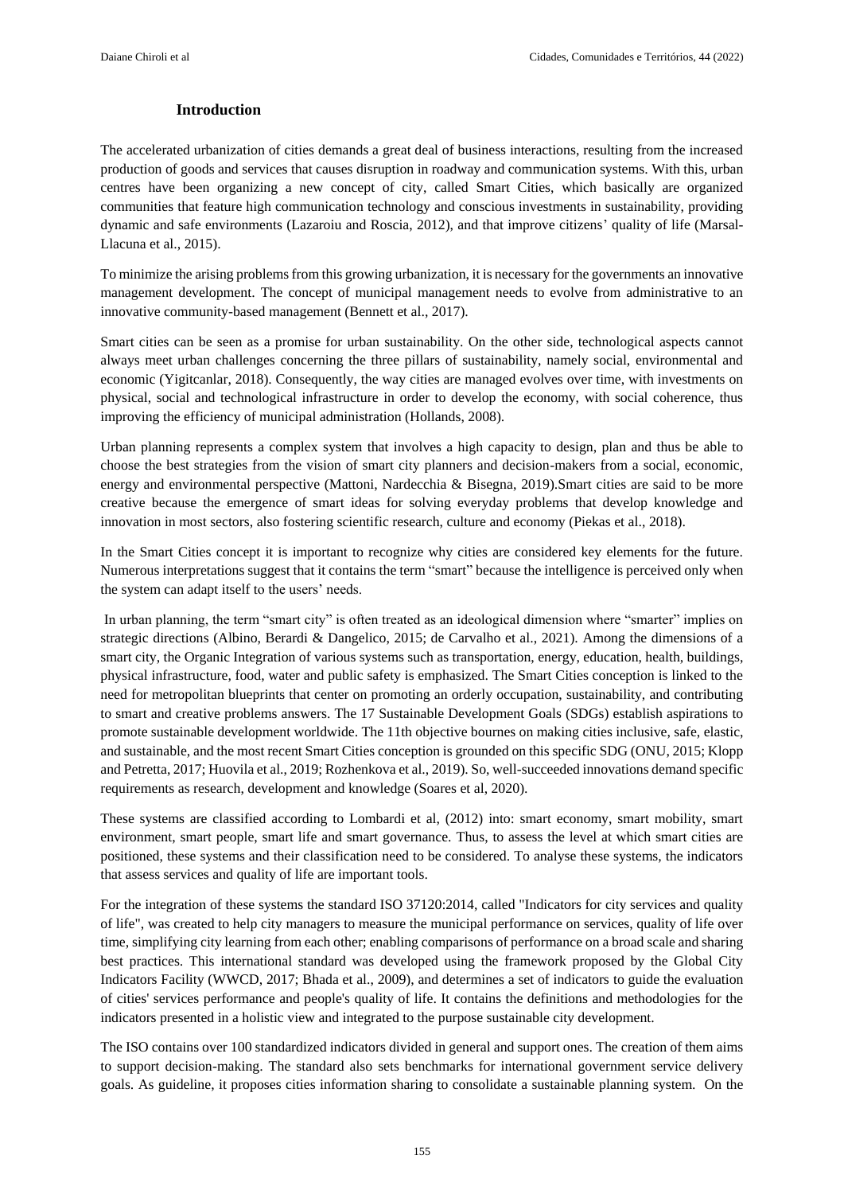## Introduction

The accelerated urbanization of cities demands a great deal of business interactions, resulting from the increased production of goods and services that causes disruption in roadway and communication systems. With this, urban centres have been organizing a new concept of city, called Smart Cities, which basically are organized communities that feature high communication technology and conscious investments in sustainability, providing dynamic and safe environments (Lazaroiu and Roscia, 2012), and that improve citizens' quality of life (Marsal-Llacuna et al., 2015).

To minimize the arising problems from this growing urbanization, it is necessary for the governments an innovative management development. The concept of municipal management needs to evolve from administrative to an innovative community-based management (Bennett et al., 2017).

Smart cities can be seen as a promise for urban sustainability. On the other side, technological aspects cannot always meet urban challenges concerning the three pillars of sustainability, namely social, environmental and economic (Yigitcanlar, 2018). Consequently, the way cities are managed evolves over time, with investments on physical, social and technological infrastructure in order to develop the economy, with social coherence, thus improving the efficiency of municipal administration (Hollands, 2008).

Urban planning represents a complex system that involves a high capacity to design, plan and thus be able to choose the best strategies from the vision of smart city planners and decision-makers from a social, economic, energy and environmental perspective (Mattoni, Nardecchia & Bisegna, 2019).Smart cities are said to be more creative because the emergence of smart ideas for solving everyday problems that develop knowledge and innovation in most sectors, also fostering scientific research, culture and economy (Piekas et al., 2018).

In the Smart Cities concept it is important to recognize why cities are considered key elements for the future. Numerous interpretations suggest that it contains the term "smart" because the intelligence is perceived only when the system can adapt itself to the users' needs.

In urban planning, the term "smart city" is often treated as an ideological dimension where "smarter" implies on strategic directions (Albino, Berardi & Dangelico, 2015; de Carvalho et al., 2021). Among the dimensions of a smart city, the Organic Integration of various systems such as transportation, energy, education, health, buildings, physical infrastructure, food, water and public safety is emphasized. The Smart Cities conception is linked to the need for metropolitan blueprints that center on promoting an orderly occupation, sustainability, and contributing to smart and creative problems answers. The 17 Sustainable Development Goals (SDGs) establish aspirations to promote sustainable development worldwide. The 11th objective bournes on making cities inclusive, safe, elastic, and sustainable, and the most recent Smart Cities conception is grounded on this specific SDG (ONU, 2015; Klopp and Petretta, 2017; Huovila et al., 2019; Rozhenkova et al., 2019). So, well-succeeded innovations demand specific requirements as research, development and knowledge (Soares et al, 2020).

These systems are classified according to Lombardi et al, (2012) into: smart economy, smart mobility, smart environment, smart people, smart life and smart governance. Thus, to assess the level at which smart cities are positioned, these systems and their classification need to be considered. To analyse these systems, the indicators that assess services and quality of life are important tools.

For the integration of these systems the standard ISO 37120:2014, called "Indicators for city services and quality of life", was created to help city managers to measure the municipal performance on services, quality of life over time, simplifying city learning from each other; enabling comparisons of performance on a broad scale and sharing best practices. This international standard was developed using the framework proposed by the Global City Indicators Facility (WWCD, 2017; Bhada et al., 2009), and determines a set of indicators to guide the evaluation of cities' services performance and people's quality of life. It contains the definitions and methodologies for the indicators presented in a holistic view and integrated to the purpose sustainable city development.

The ISO contains over 100 standardized indicators divided in general and support ones. The creation of them aims to support decision-making. The standard also sets benchmarks for international government service delivery goals. As guideline, it proposes cities information sharing to consolidate a sustainable planning system. On the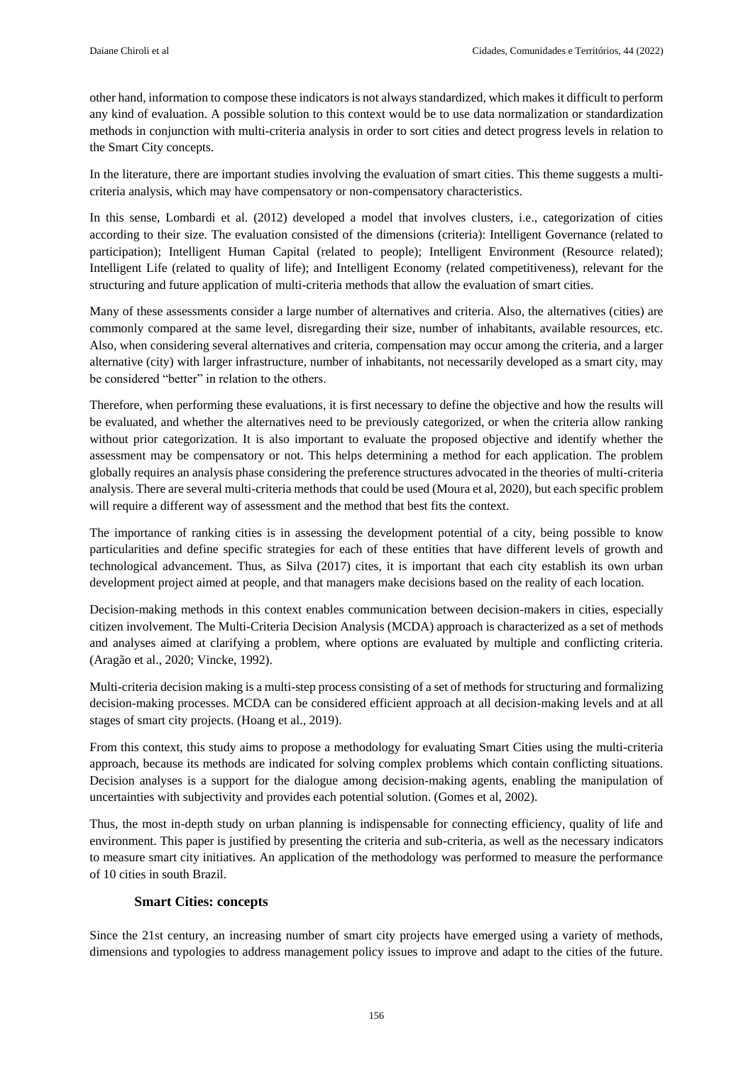other hand, information to compose these indicators is not always standardized, which makes it difficult to perform any kind of evaluation. A possible solution to this context would be to use data normalization or standardization methods in conjunction with multi-criteria analysis in order to sort cities and detect progress levels in relation to the Smart City concepts.

In the literature, there are important studies involving the evaluation of smart cities. This theme suggests a multi-criteria analysis, which may have compensatory or non-compensatory characteristics.

In this sense, Lombardi et al. (2012) developed a model that involves clusters, i.e., categorization of cities according to their size. The evaluation consisted of the dimensions (criteria): Intelligent Governance (related to participation); Intelligent Human Capital (related to people); Intelligent Environment (Resource related); Intelligent Life (related to quality of life); and Intelligent Economy (related competitiveness), relevant for the structuring and future application of multi-criteria methods that allow the evaluation of smart cities.

Many of these assessments consider a large number of alternatives and criteria. Also, the alternatives (cities) are commonly compared at the same level, disregarding their size, number of inhabitants, available resources, etc. Also, when considering several alternatives and criteria, compensation may occur among the criteria, and a larger alternative (city) with larger infrastructure, number of inhabitants, not necessarily developed as a smart city, may be considered "better" in relation to the others.

Therefore, when performing these evaluations, it is first necessary to define the objective and how the results will be evaluated, and whether the alternatives need to be previously categorized, or when the criteria allow ranking without prior categorization. It is also important to evaluate the proposed objective and identify whether the assessment may be compensatory or not. This helps determining a method for each application. The problem globally requires an analysis phase considering the preference structures advocated in the theories of multi-criteria analysis. There are several multi-criteria methods that could be used (Moura et al, 2020), but each specific problem will require a different way of assessment and the method that best fits the context.

The importance of ranking cities is in assessing the development potential of a city, being possible to know particularities and define specific strategies for each of these entities that have different levels of growth and technological advancement. Thus, as Silva (2017) cites, it is important that each city establish its own urban development project aimed at people, and that managers make decisions based on the reality of each location.

Decision-making methods in this context enables communication between decision-makers in cities, especially citizen involvement. The Multi-Criteria Decision Analysis (MCDA) approach is characterized as a set of methods and analyses aimed at clarifying a problem, where options are evaluated by multiple and conflicting criteria. (Aragão et al., 2020; Vincke, 1992).

Multi-criteria decision making is a multi-step process consisting of a set of methods for structuring and formalizing decision-making processes. MCDA can be considered efficient approach at all decision-making levels and at all stages of smart city projects. (Hoang et al., 2019).

From this context, this study aims to propose a methodology for evaluating Smart Cities using the multi-criteria approach, because its methods are indicated for solving complex problems which contain conflicting situations. Decision analyses is a support for the dialogue among decision-making agents, enabling the manipulation of uncertainties with subjectivity and provides each potential solution. (Gomes et al, 2002).

Thus, the most in-depth study on urban planning is indispensable for connecting efficiency, quality of life and environment. This paper is justified by presenting the criteria and sub-criteria, as well as the necessary indicators to measure smart city initiatives. An application of the methodology was performed to measure the performance of 10 cities in south Brazil.

## Smart Cities: concepts

Since the 21st century, an increasing number of smart city projects have emerged using a variety of methods, dimensions and typologies to address management policy issues to improve and adapt to the cities of the future.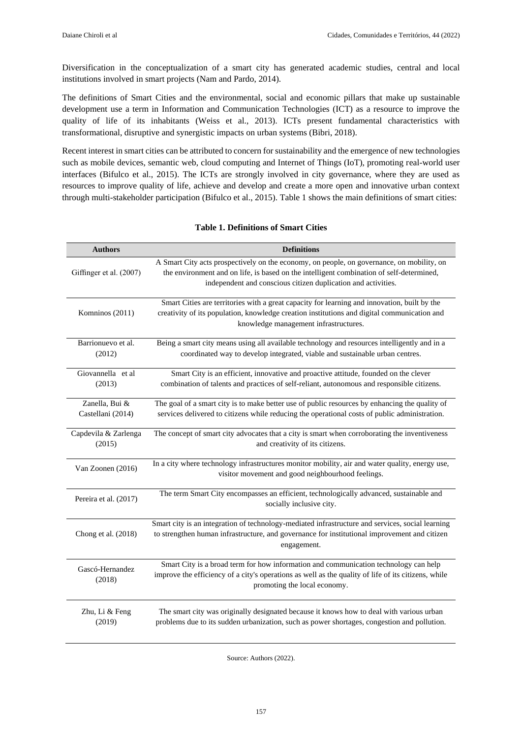Diversification in the conceptualization of a smart city has generated academic studies, central and local institutions involved in smart projects (Nam and Pardo, 2014).

The definitions of Smart Cities and the environmental, social and economic pillars that make up sustainable development use a term in Information and Communication Technologies (ICT) as a resource to improve the quality of life of its inhabitants (Weiss et al., 2013). ICTs present fundamental characteristics with transformational, disruptive and synergistic impacts on urban systems (Bibri, 2018).

Recent interest in smart cities can be attributed to concern for sustainability and the emergence of new technologies such as mobile devices, semantic web, cloud computing and Internet of Things (IoT), promoting real-world user interfaces (Bifulco et al., 2015). The ICTs are strongly involved in city governance, where they are used as resources to improve quality of life, achieve and develop and create a more open and innovative urban context through multi-stakeholder participation (Bifulco et al., 2015). Table 1 shows the main definitions of smart cities:

**Table 1. Definitions of Smart Cities**

| Authors | Definitions |
|---|---|
| Giffinger et al. (2007) | A Smart City acts prospectively on the economy, on people, on governance, on mobility, on the environment and on life, is based on the intelligent combination of self-determined, independent and conscious citizen duplication and activities. |
| Komninos (2011) | Smart Cities are territories with a great capacity for learning and innovation, built by the creativity of its population, knowledge creation institutions and digital communication and knowledge management infrastructures. |
| Barrionuevo et al. (2012) | Being a smart city means using all available technology and resources intelligently and in a coordinated way to develop integrated, viable and sustainable urban centres. |
| Giovannella et al (2013) | Smart City is an efficient, innovative and proactive attitude, founded on the clever combination of talents and practices of self-reliant, autonomous and responsible citizens. |
| Zanella, Bui & Castellani (2014) | The goal of a smart city is to make better use of public resources by enhancing the quality of services delivered to citizens while reducing the operational costs of public administration. |
| Capdevila & Zarlenga (2015) | The concept of smart city advocates that a city is smart when corroborating the inventiveness and creativity of its citizens. |
| Van Zoonen (2016) | In a city where technology infrastructures monitor mobility, air and water quality, energy use, visitor movement and good neighbourhood feelings. |
| Pereira et al. (2017) | The term Smart City encompasses an efficient, technologically advanced, sustainable and socially inclusive city. |
| Chong et al. (2018) | Smart city is an integration of technology-mediated infrastructure and services, social learning to strengthen human infrastructure, and governance for institutional improvement and citizen engagement. |
| Gascó-Hernandez (2018) | Smart City is a broad term for how information and communication technology can help improve the efficiency of a city's operations as well as the quality of life of its citizens, while promoting the local economy. |
| Zhu, Li & Feng (2019) | The smart city was originally designated because it knows how to deal with various urban problems due to its sudden urbanization, such as power shortages, congestion and pollution. |

Source: Authors (2022).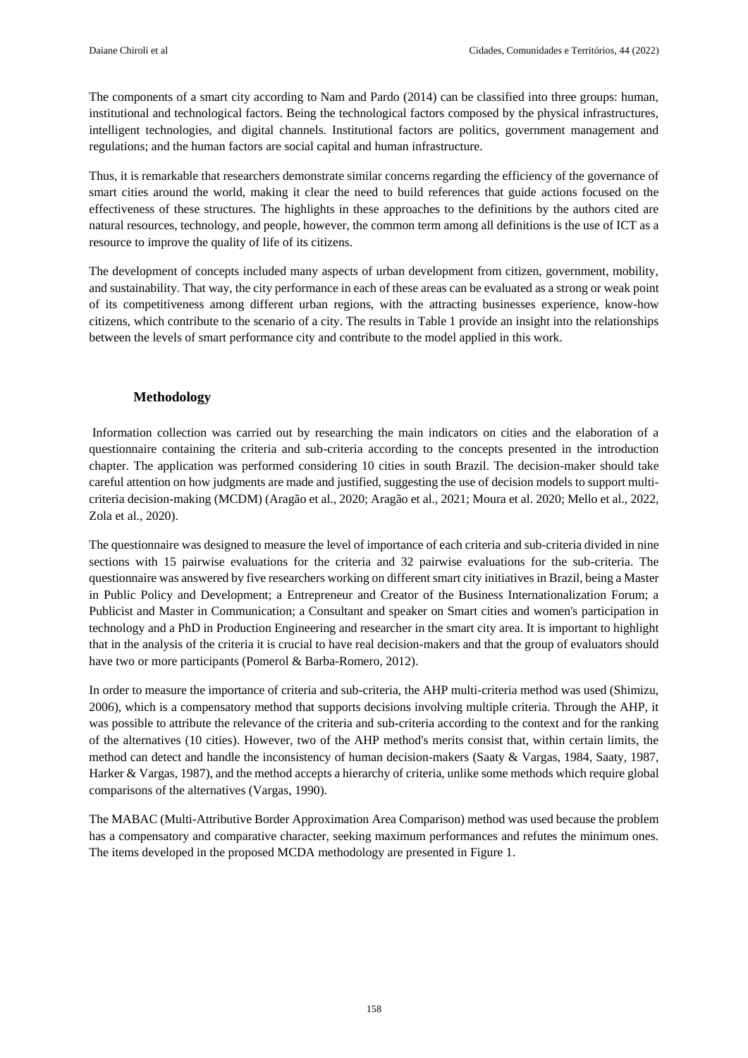The components of a smart city according to Nam and Pardo (2014) can be classified into three groups: human, institutional and technological factors. Being the technological factors composed by the physical infrastructures, intelligent technologies, and digital channels. Institutional factors are politics, government management and regulations; and the human factors are social capital and human infrastructure.

Thus, it is remarkable that researchers demonstrate similar concerns regarding the efficiency of the governance of smart cities around the world, making it clear the need to build references that guide actions focused on the effectiveness of these structures. The highlights in these approaches to the definitions by the authors cited are natural resources, technology, and people, however, the common term among all definitions is the use of ICT as a resource to improve the quality of life of its citizens.

The development of concepts included many aspects of urban development from citizen, government, mobility, and sustainability. That way, the city performance in each of these areas can be evaluated as a strong or weak point of its competitiveness among different urban regions, with the attracting businesses experience, know-how citizens, which contribute to the scenario of a city. The results in Table 1 provide an insight into the relationships between the levels of smart performance city and contribute to the model applied in this work.

## Methodology

Information collection was carried out by researching the main indicators on cities and the elaboration of a questionnaire containing the criteria and sub-criteria according to the concepts presented in the introduction chapter. The application was performed considering 10 cities in south Brazil. The decision-maker should take careful attention on how judgments are made and justified, suggesting the use of decision models to support multi-criteria decision-making (MCDM) (Aragão et al., 2020; Aragão et al., 2021; Moura et al. 2020; Mello et al., 2022, Zola et al., 2020).

The questionnaire was designed to measure the level of importance of each criteria and sub-criteria divided in nine sections with 15 pairwise evaluations for the criteria and 32 pairwise evaluations for the sub-criteria. The questionnaire was answered by five researchers working on different smart city initiatives in Brazil, being a Master in Public Policy and Development; a Entrepreneur and Creator of the Business Internationalization Forum; a Publicist and Master in Communication; a Consultant and speaker on Smart cities and women's participation in technology and a PhD in Production Engineering and researcher in the smart city area. It is important to highlight that in the analysis of the criteria it is crucial to have real decision-makers and that the group of evaluators should have two or more participants (Pomerol & Barba-Romero, 2012).

In order to measure the importance of criteria and sub-criteria, the AHP multi-criteria method was used (Shimizu, 2006), which is a compensatory method that supports decisions involving multiple criteria. Through the AHP, it was possible to attribute the relevance of the criteria and sub-criteria according to the context and for the ranking of the alternatives (10 cities). However, two of the AHP method's merits consist that, within certain limits, the method can detect and handle the inconsistency of human decision-makers (Saaty & Vargas, 1984, Saaty, 1987, Harker & Vargas, 1987), and the method accepts a hierarchy of criteria, unlike some methods which require global comparisons of the alternatives (Vargas, 1990).

The MABAC (Multi-Attributive Border Approximation Area Comparison) method was used because the problem has a compensatory and comparative character, seeking maximum performances and refutes the minimum ones. The items developed in the proposed MCDA methodology are presented in Figure 1.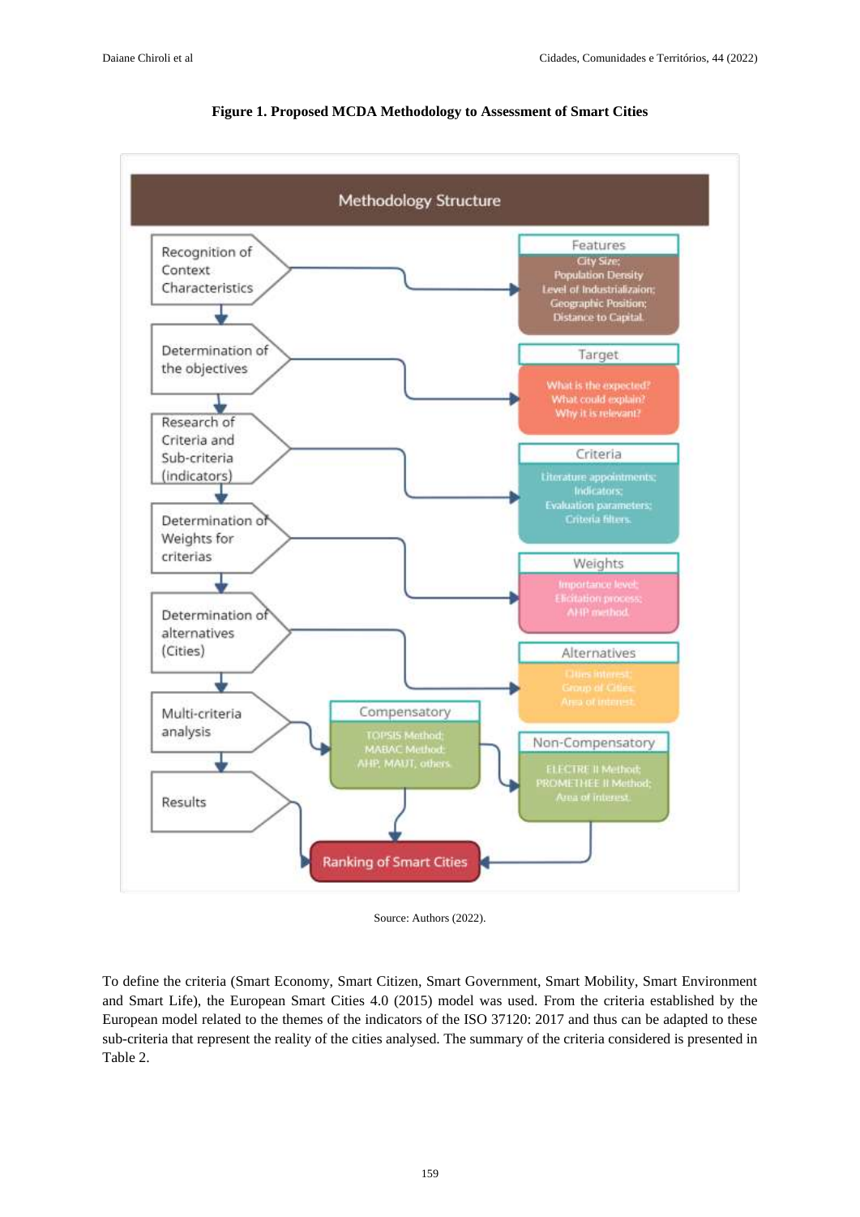**Figure 1. Proposed MCDA Methodology to Assessment of Smart Cities**

Methodology Structure

Recognition of Context Characteristics → Features: City Size; Population Density; Level of Industrializaion; Geographic Position; Distance to Capital.

Determination of the objectives → Target: What is the expected? What could explain? Why it is relevant?

Research of Criteria and Sub-criteria (indicators) → Criteria: Literature appointments; Indicators; Evaluation parameters; Criteria filters.

Determination of Weights for criterias → Weights: Importance level; Elicitation process; AHP method.

Determination of alternatives (Cities) → Alternatives: Cities interest; Group of Cities; Area of interest.

Multi-criteria analysis → Compensatory: TOPSIS Method; MABAC Method; AHP, MAUT, others. / Non-Compensatory: ELECTRE II Method; PROMETHEE II Method; Area of interest.

Results → Ranking of Smart Cities

Source: Authors (2022).

To define the criteria (Smart Economy, Smart Citizen, Smart Government, Smart Mobility, Smart Environment and Smart Life), the European Smart Cities 4.0 (2015) model was used. From the criteria established by the European model related to the themes of the indicators of the ISO 37120: 2017 and thus can be adapted to these sub-criteria that represent the reality of the cities analysed. The summary of the criteria considered is presented in Table 2.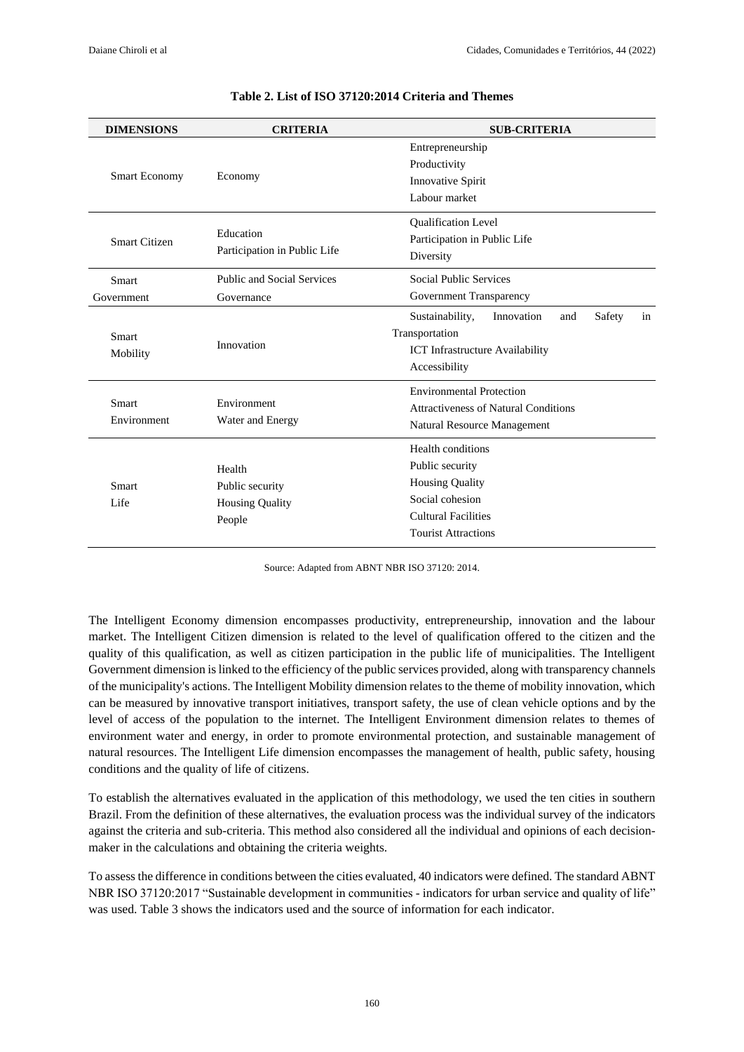**Table 2. List of ISO 37120:2014 Criteria and Themes**

| DIMENSIONS | CRITERIA | SUB-CRITERIA |
|---|---|---|
| Smart Economy | Economy | Entrepreneurship<br>Productivity<br>Innovative Spirit<br>Labour market |
| Smart Citizen | Education<br>Participation in Public Life | Qualification Level<br>Participation in Public Life<br>Diversity |
| Smart Government | Public and Social Services<br>Governance | Social Public Services<br>Government Transparency |
| Smart Mobility | Innovation | Sustainability, Innovation and Safety in Transportation<br>ICT Infrastructure Availability<br>Accessibility |
| Smart Environment | Environment<br>Water and Energy | Environmental Protection<br>Attractiveness of Natural Conditions<br>Natural Resource Management |
| Smart Life | Health<br>Public security<br>Housing Quality<br>People | Health conditions<br>Public security<br>Housing Quality<br>Social cohesion<br>Cultural Facilities<br>Tourist Attractions |

Source: Adapted from ABNT NBR ISO 37120: 2014.

The Intelligent Economy dimension encompasses productivity, entrepreneurship, innovation and the labour market. The Intelligent Citizen dimension is related to the level of qualification offered to the citizen and the quality of this qualification, as well as citizen participation in the public life of municipalities. The Intelligent Government dimension is linked to the efficiency of the public services provided, along with transparency channels of the municipality's actions. The Intelligent Mobility dimension relates to the theme of mobility innovation, which can be measured by innovative transport initiatives, transport safety, the use of clean vehicle options and by the level of access of the population to the internet. The Intelligent Environment dimension relates to themes of environment water and energy, in order to promote environmental protection, and sustainable management of natural resources. The Intelligent Life dimension encompasses the management of health, public safety, housing conditions and the quality of life of citizens.

To establish the alternatives evaluated in the application of this methodology, we used the ten cities in southern Brazil. From the definition of these alternatives, the evaluation process was the individual survey of the indicators against the criteria and sub-criteria. This method also considered all the individual and opinions of each decision-maker in the calculations and obtaining the criteria weights.

To assess the difference in conditions between the cities evaluated, 40 indicators were defined. The standard ABNT NBR ISO 37120:2017 "Sustainable development in communities - indicators for urban service and quality of life" was used. Table 3 shows the indicators used and the source of information for each indicator.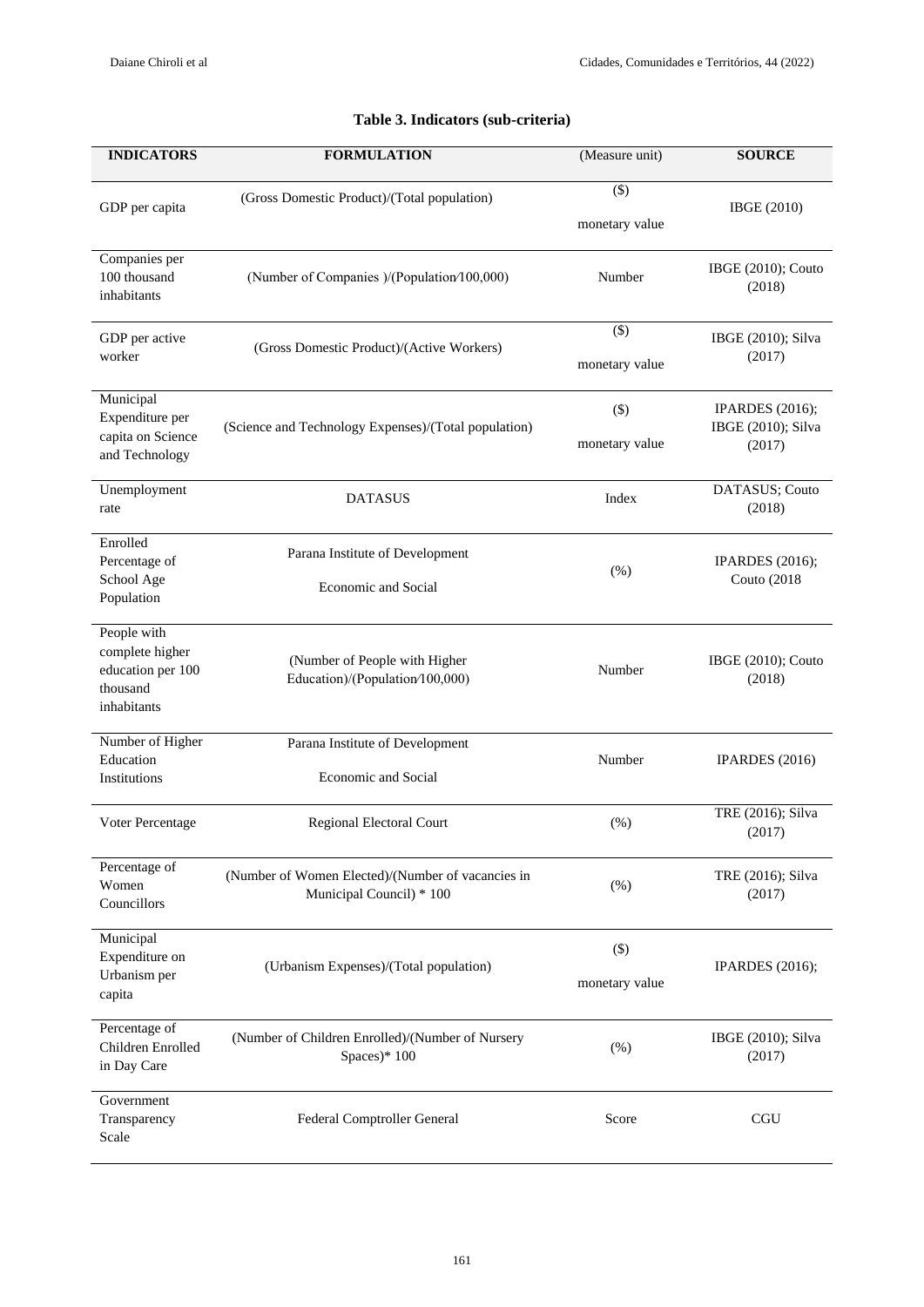**Table 3. Indicators (sub-criteria)**

| INDICATORS | FORMULATION | (Measure unit) | SOURCE |
|---|---|---|---|
| GDP per capita | (Gross Domestic Product)/(Total population) | ($) monetary value | IBGE (2010) |
| Companies per 100 thousand inhabitants | (Number of Companies )/(Population⁄100,000) | Number | IBGE (2010); Couto (2018) |
| GDP per active worker | (Gross Domestic Product)/(Active Workers) | ($) monetary value | IBGE (2010); Silva (2017) |
| Municipal Expenditure per capita on Science and Technology | (Science and Technology Expenses)/(Total population) | ($) monetary value | IPARDES (2016); IBGE (2010); Silva (2017) |
| Unemployment rate | DATASUS | Index | DATASUS; Couto (2018) |
| Enrolled Percentage of School Age Population | Parana Institute of Development Economic and Social | (%) | IPARDES (2016); Couto (2018 |
| People with complete higher education per 100 thousand inhabitants | (Number of People with Higher Education)/(Population⁄100,000) | Number | IBGE (2010); Couto (2018) |
| Number of Higher Education Institutions | Parana Institute of Development Economic and Social | Number | IPARDES (2016) |
| Voter Percentage | Regional Electoral Court | (%) | TRE (2016); Silva (2017) |
| Percentage of Women Councillors | (Number of Women Elected)/(Number of vacancies in Municipal Council) * 100 | (%) | TRE (2016); Silva (2017) |
| Municipal Expenditure on Urbanism per capita | (Urbanism Expenses)/(Total population) | ($) monetary value | IPARDES (2016); |
| Percentage of Children Enrolled in Day Care | (Number of Children Enrolled)/(Number of Nursery Spaces)* 100 | (%) | IBGE (2010); Silva (2017) |
| Government Transparency Scale | Federal Comptroller General | Score | CGU |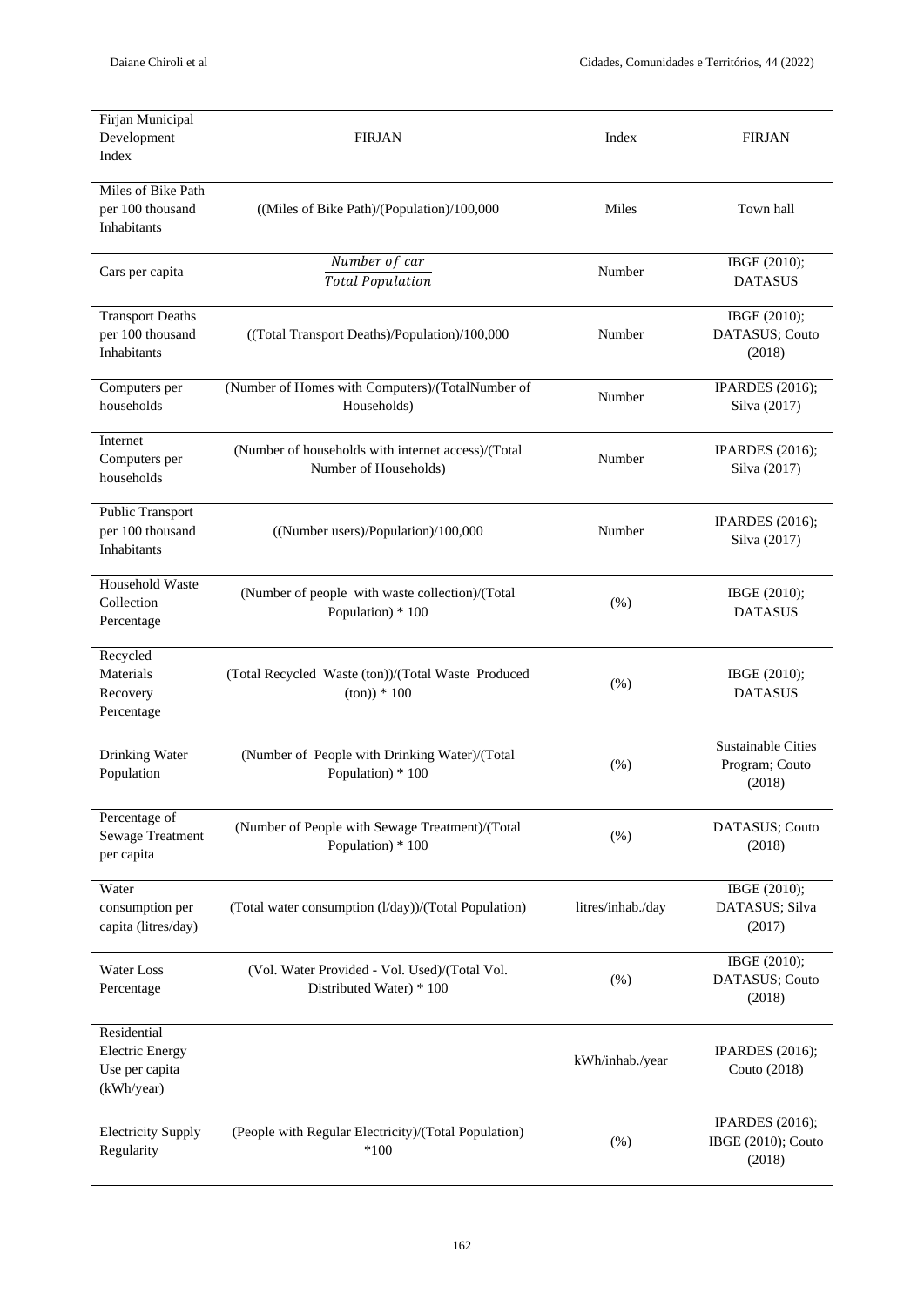| | | | |
|---|---|---|---|
| Firjan Municipal Development Index | FIRJAN | Index | FIRJAN |
| Miles of Bike Path per 100 thousand Inhabitants | ((Miles of Bike Path)/(Population)/100,000 | Miles | Town hall |
| Cars per capita | $\frac{Number\ of\ car}{Total\ Population}$ | Number | IBGE (2010); DATASUS |
| Transport Deaths per 100 thousand Inhabitants | ((Total Transport Deaths)/Population)/100,000 | Number | IBGE (2010); DATASUS; Couto (2018) |
| Computers per households | (Number of Homes with Computers)/(TotalNumber of Households) | Number | IPARDES (2016); Silva (2017) |
| Internet Computers per households | (Number of households with internet access)/(Total Number of Households) | Number | IPARDES (2016); Silva (2017) |
| Public Transport per 100 thousand Inhabitants | ((Number users)/Population)/100,000 | Number | IPARDES (2016); Silva (2017) |
| Household Waste Collection Percentage | (Number of people with waste collection)/(Total Population) * 100 | (%) | IBGE (2010); DATASUS |
| Recycled Materials Recovery Percentage | (Total Recycled Waste (ton))/(Total Waste Produced (ton)) * 100 | (%) | IBGE (2010); DATASUS |
| Drinking Water Population | (Number of People with Drinking Water)/(Total Population) * 100 | (%) | Sustainable Cities Program; Couto (2018) |
| Percentage of Sewage Treatment per capita | (Number of People with Sewage Treatment)/(Total Population) * 100 | (%) | DATASUS; Couto (2018) |
| Water consumption per capita (litres/day) | (Total water consumption (l/day))/(Total Population) | litres/inhab./day | IBGE (2010); DATASUS; Silva (2017) |
| Water Loss Percentage | (Vol. Water Provided - Vol. Used)/(Total Vol. Distributed Water) * 100 | (%) | IBGE (2010); DATASUS; Couto (2018) |
| Residential Electric Energy Use per capita (kWh/year) | | kWh/inhab./year | IPARDES (2016); Couto (2018) |
| Electricity Supply Regularity | (People with Regular Electricity)/(Total Population) *100 | (%) | IPARDES (2016); IBGE (2010); Couto (2018) |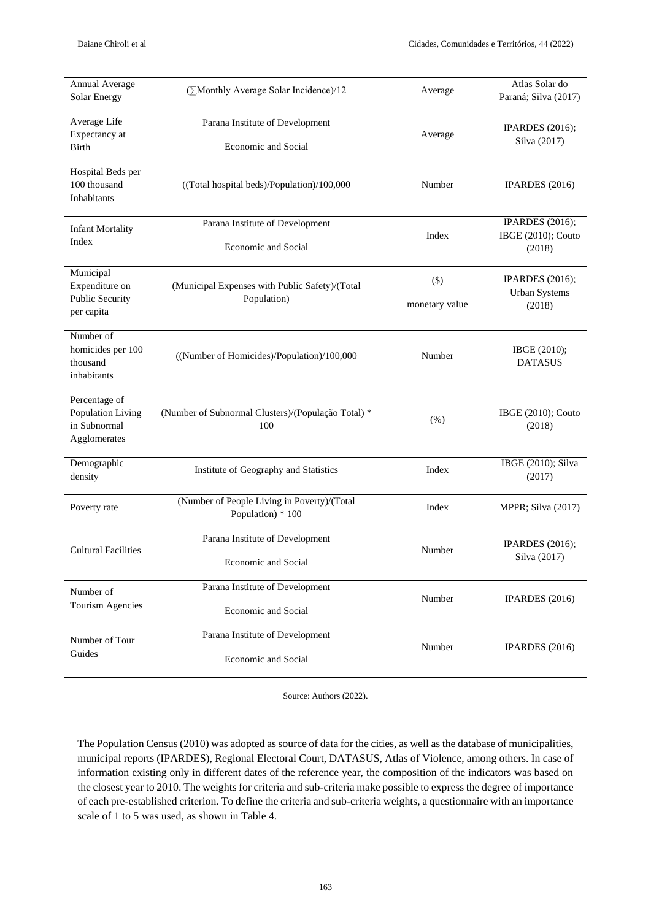| | | | |
|---|---|---|---|
| Annual Average Solar Energy | (∑Monthly Average Solar Incidence)/12 | Average | Atlas Solar do Paraná; Silva (2017) |
| Average Life Expectancy at Birth | Parana Institute of Development Economic and Social | Average | IPARDES (2016); Silva (2017) |
| Hospital Beds per 100 thousand Inhabitants | ((Total hospital beds)/Population)/100,000 | Number | IPARDES (2016) |
| Infant Mortality Index | Parana Institute of Development Economic and Social | Index | IPARDES (2016); IBGE (2010); Couto (2018) |
| Municipal Expenditure on Public Security per capita | (Municipal Expenses with Public Safety)/(Total Population) | ($) monetary value | IPARDES (2016); Urban Systems (2018) |
| Number of homicides per 100 thousand inhabitants | ((Number of Homicides)/Population)/100,000 | Number | IBGE (2010); DATASUS |
| Percentage of Population Living in Subnormal Agglomerates | (Number of Subnormal Clusters)/(População Total) * 100 | (%) | IBGE (2010); Couto (2018) |
| Demographic density | Institute of Geography and Statistics | Index | IBGE (2010); Silva (2017) |
| Poverty rate | (Number of People Living in Poverty)/(Total Population) * 100 | Index | MPPR; Silva (2017) |
| Cultural Facilities | Parana Institute of Development Economic and Social | Number | IPARDES (2016); Silva (2017) |
| Number of Tourism Agencies | Parana Institute of Development Economic and Social | Number | IPARDES (2016) |
| Number of Tour Guides | Parana Institute of Development Economic and Social | Number | IPARDES (2016) |

Source: Authors (2022).

The Population Census (2010) was adopted as source of data for the cities, as well as the database of municipalities, municipal reports (IPARDES), Regional Electoral Court, DATASUS, Atlas of Violence, among others. In case of information existing only in different dates of the reference year, the composition of the indicators was based on the closest year to 2010. The weights for criteria and sub-criteria make possible to express the degree of importance of each pre-established criterion. To define the criteria and sub-criteria weights, a questionnaire with an importance scale of 1 to 5 was used, as shown in Table 4.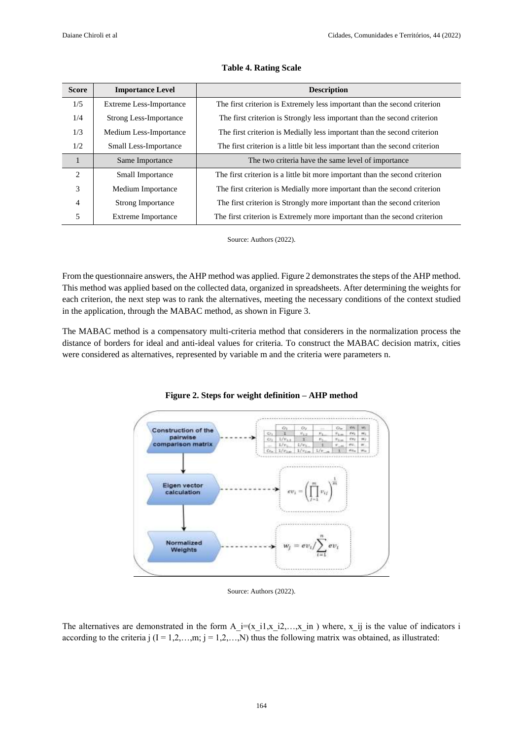**Table 4. Rating Scale**

| Score | Importance Level | Description |
|---|---|---|
| 1/5 | Extreme Less-Importance | The first criterion is Extremely less important than the second criterion |
| 1/4 | Strong Less-Importance | The first criterion is Strongly less important than the second criterion |
| 1/3 | Medium Less-Importance | The first criterion is Medially less important than the second criterion |
| 1/2 | Small Less-Importance | The first criterion is a little bit less important than the second criterion |
| 1 | Same Importance | The two criteria have the same level of importance |
| 2 | Small Importance | The first criterion is a little bit more important than the second criterion |
| 3 | Medium Importance | The first criterion is Medially more important than the second criterion |
| 4 | Strong Importance | The first criterion is Strongly more important than the second criterion |
| 5 | Extreme Importance | The first criterion is Extremely more important than the second criterion |

Source: Authors (2022).

From the questionnaire answers, the AHP method was applied. Figure 2 demonstrates the steps of the AHP method. This method was applied based on the collected data, organized in spreadsheets. After determining the weights for each criterion, the next step was to rank the alternatives, meeting the necessary conditions of the context studied in the application, through the MABAC method, as shown in Figure 3.

The MABAC method is a compensatory multi-criteria method that considerers in the normalization process the distance of borders for ideal and anti-ideal values for criteria. To construct the MABAC decision matrix, cities were considered as alternatives, represented by variable m and the criteria were parameters n.

**Figure 2. Steps for weight definition – AHP method**

Construction of the pairwise comparison matrix

Eigen vector calculation: $ev_i = \left(\prod_{j=1}^{m} v_{ij}\right)^{\frac{1}{m}}$

Normalized Weights: $w_j = ev_i / \sum_{i=1}^{n} ev_i$

Source: Authors (2022).

The alternatives are demonstrated in the form $A_i=(x_{i1},x_{i2},\ldots,x_{in})$ where, $x_{ij}$ is the value of indicators i according to the criteria j ($I = 1,2,\ldots,m$; $j = 1,2,\ldots,N$) thus the following matrix was obtained, as illustrated: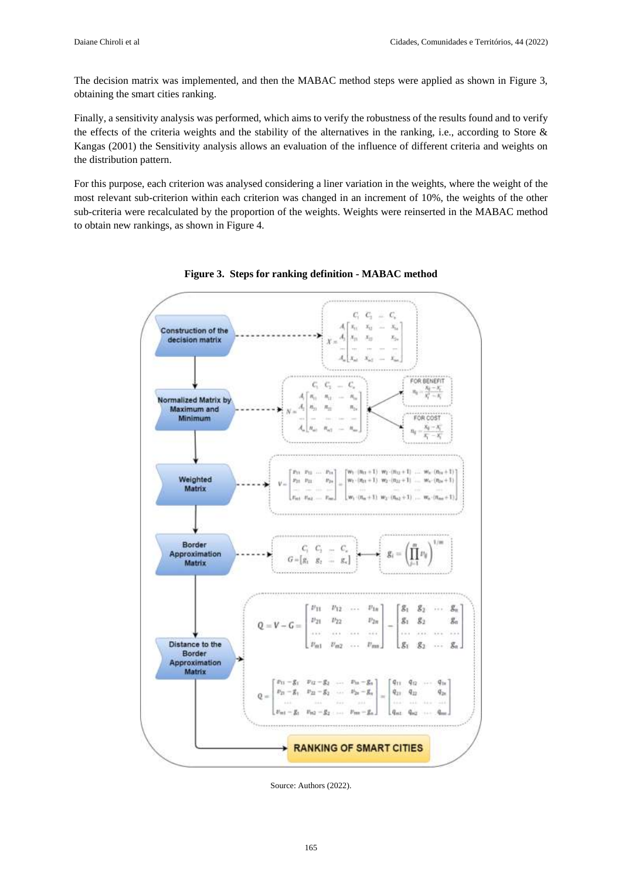The decision matrix was implemented, and then the MABAC method steps were applied as shown in Figure 3, obtaining the smart cities ranking.

Finally, a sensitivity analysis was performed, which aims to verify the robustness of the results found and to verify the effects of the criteria weights and the stability of the alternatives in the ranking, i.e., according to Store & Kangas (2001) the Sensitivity analysis allows an evaluation of the influence of different criteria and weights on the distribution pattern.

For this purpose, each criterion was analysed considering a liner variation in the weights, where the weight of the most relevant sub-criterion within each criterion was changed in an increment of 10%, the weights of the other sub-criteria were recalculated by the proportion of the weights. Weights were reinserted in the MABAC method to obtain new rankings, as shown in Figure 4.

**Figure 3. Steps for ranking definition - MABAC method**

Construction of the decision matrix:

$$X = \begin{bmatrix} x_{11} & x_{12} & \cdots & x_{1n} \\ x_{21} & x_{22} & \cdots & x_{2n} \\ \cdots & \cdots & \cdots & \cdots \\ x_{m1} & x_{m2} & \cdots & x_{mn} \end{bmatrix}$$

(rows $A_1, A_2, \ldots, A_m$; columns $C_1, C_2, \ldots, C_n$)

Normalized Matrix by Maximum and Minimum:

$$N = \begin{bmatrix} n_{11} & n_{12} & \cdots & n_{1n} \\ n_{21} & n_{22} & \cdots & n_{2n} \\ \cdots & \cdots & \cdots & \cdots \\ n_{m1} & n_{m2} & \cdots & n_{mn} \end{bmatrix}$$

FOR BENEFIT: $n_{ij} = \frac{x_{ij} - x_i^-}{x_i^+ - x_i^-}$

FOR COST: $n_{ij} = \frac{x_{ij} - x_i^+}{x_i^- - x_i^+}$

Weighted Matrix:

$$V = \begin{bmatrix} v_{11} & v_{12} & \cdots & v_{1n} \\ v_{21} & v_{22} & \cdots & v_{2n} \\ \cdots & \cdots & \cdots & \cdots \\ v_{m1} & v_{m2} & \cdots & v_{mn} \end{bmatrix} = \begin{bmatrix} w_1 \cdot (n_{11}+1) & w_2 \cdot (n_{12}+1) & \cdots & w_n \cdot (n_{1n}+1) \\ w_1 \cdot (n_{21}+1) & w_2 \cdot (n_{22}+1) & \cdots & w_n \cdot (n_{2n}+1) \\ \cdots & \cdots & \cdots & \cdots \\ w_1 \cdot (n_{m1}+1) & w_2 \cdot (n_{m2}+1) & \cdots & w_n \cdot (n_{mn}+1) \end{bmatrix}$$

Border Approximation Matrix:

$$G = [g_1 \quad g_2 \quad \cdots \quad g_n] \qquad g_i = \left( \prod_{j=1}^{m} v_{ij} \right)^{1/m}$$

Distance to the Border Approximation Matrix:

$$Q = V - G = \begin{bmatrix} v_{11} & v_{12} & \cdots & v_{1n} \\ v_{21} & v_{22} & & v_{2n} \\ \cdots & \cdots & \cdots & \cdots \\ v_{m1} & v_{m2} & \cdots & v_{mn} \end{bmatrix} - \begin{bmatrix} g_1 & g_2 & \cdots & g_n \\ g_1 & g_2 & & g_n \\ \cdots & \cdots & \cdots & \cdots \\ g_1 & g_2 & \cdots & g_n \end{bmatrix}$$

$$Q = \begin{bmatrix} v_{11}-g_1 & v_{12}-g_2 & \cdots & v_{1n}-g_n \\ v_{21}-g_1 & v_{22}-g_2 & \cdots & v_{2n}-g_n \\ \cdots & \cdots & \cdots & \cdots \\ v_{m1}-g_1 & v_{m2}-g_2 & \cdots & v_{mn}-g_n \end{bmatrix} = \begin{bmatrix} q_{11} & q_{12} & \cdots & q_{1n} \\ q_{21} & q_{22} & & q_{2n} \\ \cdots & \cdots & \cdots & \cdots \\ q_{m1} & q_{m2} & \cdots & q_{mn} \end{bmatrix}$$

RANKING OF SMART CITIES

Source: Authors (2022).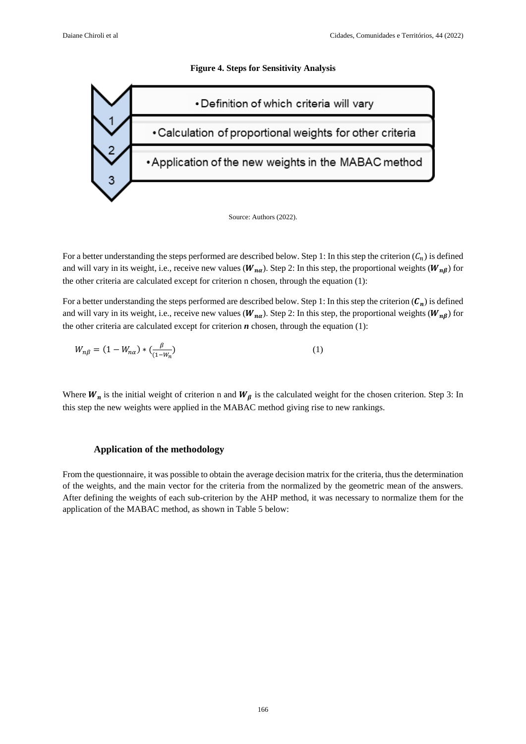**Figure 4. Steps for Sensitivity Analysis**

| Step | Description |
|---|---|
| 1 | Definition of which criteria will vary |
| 2 | Calculation of proportional weights for other criteria |
| 3 | Application of the new weights in the MABAC method |

Source: Authors (2022).

For a better understanding the steps performed are described below. Step 1: In this step the criterion ($C_n$) is defined and will vary in its weight, i.e., receive new values ($\boldsymbol{W_{n\alpha}}$). Step 2: In this step, the proportional weights ($\boldsymbol{W_{n\beta}}$) for the other criteria are calculated except for criterion n chosen, through the equation (1):

For a better understanding the steps performed are described below. Step 1: In this step the criterion ($\boldsymbol{C_n}$) is defined and will vary in its weight, i.e., receive new values ($\boldsymbol{W_{n\alpha}}$). Step 2: In this step, the proportional weights ($\boldsymbol{W_{n\beta}}$) for the other criteria are calculated except for criterion $\boldsymbol{n}$ chosen, through the equation (1):

$$W_{n\beta} = (1 - W_{n\alpha}) * (\frac{\beta}{(1-W_n})  \quad (1)$$

Where $\boldsymbol{W_n}$ is the initial weight of criterion n and $\boldsymbol{W_\beta}$ is the calculated weight for the chosen criterion. Step 3: In this step the new weights were applied in the MABAC method giving rise to new rankings.

### Application of the methodology

From the questionnaire, it was possible to obtain the average decision matrix for the criteria, thus the determination of the weights, and the main vector for the criteria from the normalized by the geometric mean of the answers. After defining the weights of each sub-criterion by the AHP method, it was necessary to normalize them for the application of the MABAC method, as shown in Table 5 below: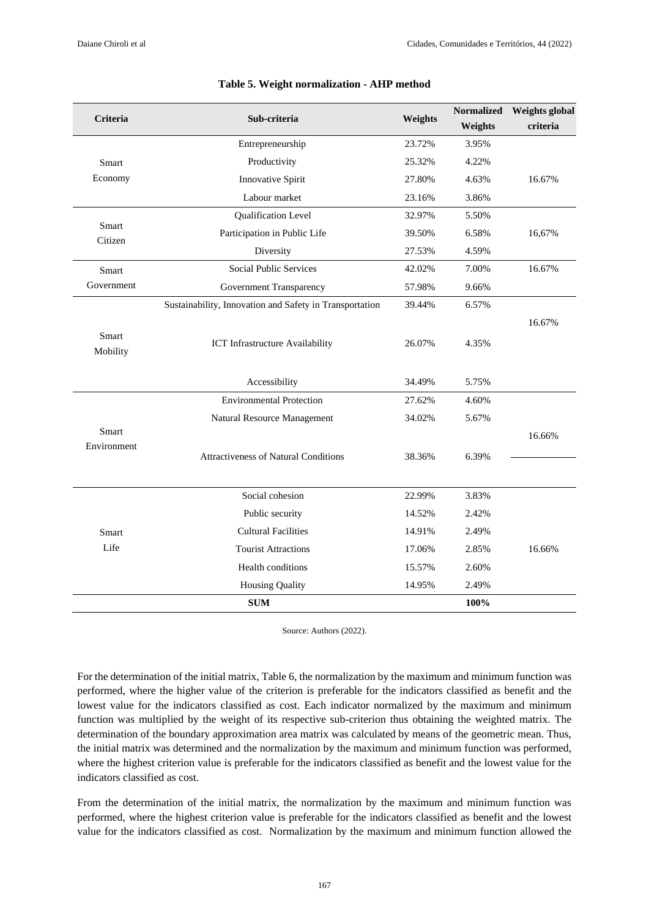**Table 5. Weight normalization - AHP method**

| Criteria | Sub-criteria | Weights | Normalized Weights | Weights global criteria |
|---|---|---|---|---|
| Smart Economy | Entrepreneurship | 23.72% | 3.95% | 16.67% |
| | Productivity | 25.32% | 4.22% | |
| | Innovative Spirit | 27.80% | 4.63% | |
| | Labour market | 23.16% | 3.86% | |
| Smart Citizen | Qualification Level | 32.97% | 5.50% | 16,67% |
| | Participation in Public Life | 39.50% | 6.58% | |
| | Diversity | 27.53% | 4.59% | |
| Smart Government | Social Public Services | 42.02% | 7.00% | 16.67% |
| | Government Transparency | 57.98% | 9.66% | |
| Smart Mobility | Sustainability, Innovation and Safety in Transportation | 39.44% | 6.57% | 16.67% |
| | ICT Infrastructure Availability | 26.07% | 4.35% | |
| | Accessibility | 34.49% | 5.75% | |
| Smart Environment | Environmental Protection | 27.62% | 4.60% | 16.66% |
| | Natural Resource Management | 34.02% | 5.67% | |
| | Attractiveness of Natural Conditions | 38.36% | 6.39% | |
| Smart Life | Social cohesion | 22.99% | 3.83% | 16.66% |
| | Public security | 14.52% | 2.42% | |
| | Cultural Facilities | 14.91% | 2.49% | |
| | Tourist Attractions | 17.06% | 2.85% | |
| | Health conditions | 15.57% | 2.60% | |
| | Housing Quality | 14.95% | 2.49% | |
| | **SUM** | | **100%** | |

Source: Authors (2022).

For the determination of the initial matrix, Table 6, the normalization by the maximum and minimum function was performed, where the higher value of the criterion is preferable for the indicators classified as benefit and the lowest value for the indicators classified as cost. Each indicator normalized by the maximum and minimum function was multiplied by the weight of its respective sub-criterion thus obtaining the weighted matrix. The determination of the boundary approximation area matrix was calculated by means of the geometric mean. Thus, the initial matrix was determined and the normalization by the maximum and minimum function was performed, where the highest criterion value is preferable for the indicators classified as benefit and the lowest value for the indicators classified as cost.

From the determination of the initial matrix, the normalization by the maximum and minimum function was performed, where the highest criterion value is preferable for the indicators classified as benefit and the lowest value for the indicators classified as cost. Normalization by the maximum and minimum function allowed the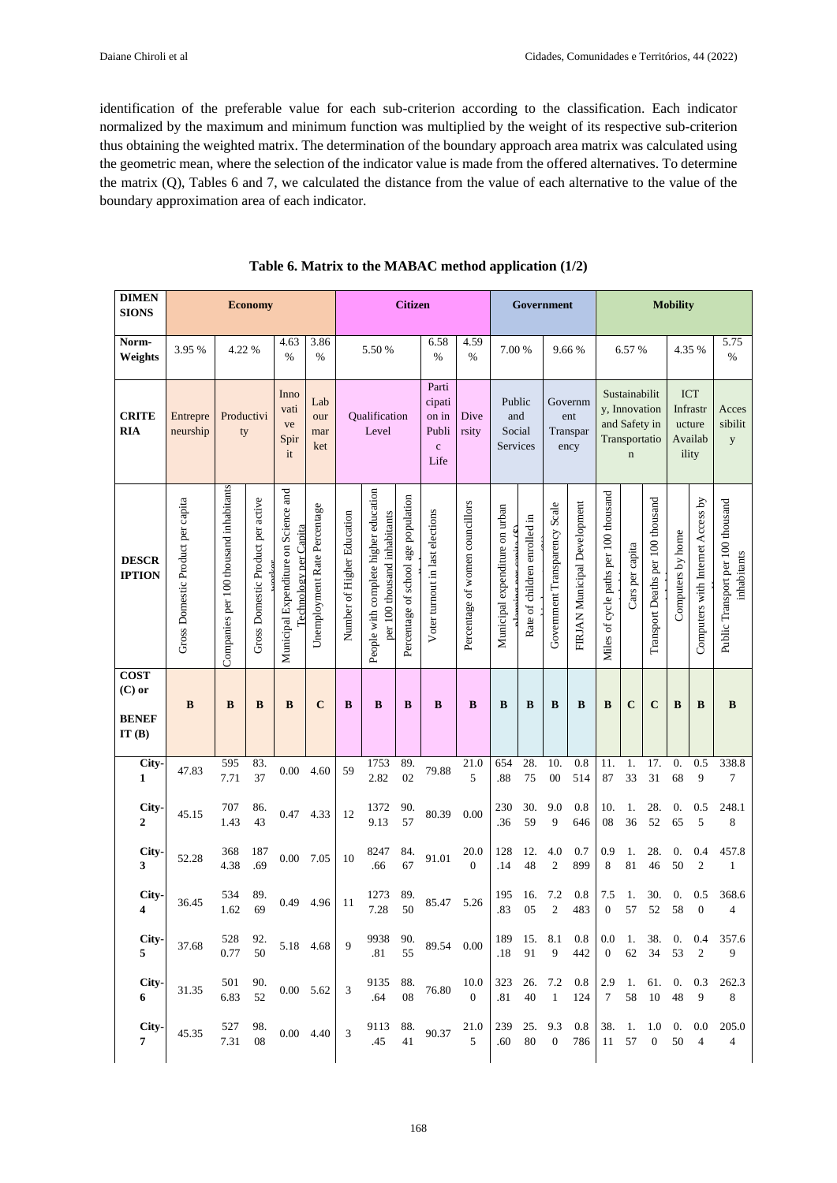identification of the preferable value for each sub-criterion according to the classification. Each indicator normalized by the maximum and minimum function was multiplied by the weight of its respective sub-criterion thus obtaining the weighted matrix. The determination of the boundary approach area matrix was calculated using the geometric mean, where the selection of the indicator value is made from the offered alternatives. To determine the matrix (Q), Tables 6 and 7, we calculated the distance from the value of each alternative to the value of the boundary approximation area of each indicator.

**Table 6. Matrix to the MABAC method application (1/2)**

| DIMENSIONS | Economy | | | | | Citizen | | | | | Government | | | | Mobility | | | | | |
|---|---|---|---|---|---|---|---|---|---|---|---|---|---|---|---|---|---|---|---|---|
| Norm-Weights | 3.95 % | 4.22 % | | 4.63 % | 3.86 % | 5.50 % | | | 6.58 % | 4.59 % | 7.00 % | | 9.66 % | | 6.57 % | | | 4.35 % | | 5.75 % |
| CRITERIA | Entrepreneurship | Productivity | | Innovative Spirit | Labour market | Qualification Level | | | Participation in Public Life | Diversity | Public and Social Services | | Government Transparency | | Sustainability, Innovation and Safety in Transportation | | | ICT Infrastructure Availability | | Accessibility |
| DESCRIPTION | Gross Domestic Product per capita | Companies per 100 thousand inhabitants | Gross Domestic Product per active worker | Municipal Expenditure on Science and Technology per Capita | Unemployment Rate Percentage | Number of Higher Education | People with complete higher education per 100 thousand inhabitants | Percentage of school age population | Voter turnout in last elections | Percentage of women councillors | Municipal expenditure on urban planning per capita ($) | Rate of children enrolled in | Government Transparency Scale | FIRJAN Municipal Development | Miles of cycle paths per 100 thousand | Cars per capita | Transport Deaths per 100 thousand | Computers by home | Computers with Internet Access by | Public Transport per 100 thousand inhabitants |
| COST (C) or BENEFIT (B) | B | B | B | B | C | B | B | B | B | B | B | B | B | B | B | C | C | B | B | B |
| City-1 | 47.83 | 5957.71 | 83.37 | 0.00 | 4.60 | 59 | 17532.82 | 89.02 | 79.88 | 21.05 | 654.88 | 28.75 | 10.00 | 0.8514 | 11.87 | 1.33 | 17.31 | 0.68 | 0.59 | 338.87 |
| City-2 | 45.15 | 7071.43 | 86.43 | 0.47 | 4.33 | 12 | 13729.13 | 90.57 | 80.39 | 0.00 | 230.36 | 30.59 | 9.09 | 0.8646 | 10.08 | 1.36 | 28.52 | 0.65 | 0.55 | 248.18 |
| City-3 | 52.28 | 3684.38 | 187.69 | 0.00 | 7.05 | 10 | 8247.66 | 84.67 | 91.01 | 20.00 | 128.14 | 12.48 | 4.02 | 0.7899 | 0.98 | 1.81 | 28.46 | 0.50 | 0.42 | 457.81 |
| City-4 | 36.45 | 5341.62 | 89.69 | 0.49 | 4.96 | 11 | 12737.28 | 89.50 | 85.47 | 5.26 | 195.83 | 16.05 | 7.22 | 0.8483 | 7.50 | 1.57 | 30.52 | 0.58 | 0.50 | 368.64 |
| City-5 | 37.68 | 5280.77 | 92.50 | 5.18 | 4.68 | 9 | 9938.81 | 90.55 | 89.54 | 0.00 | 189.18 | 15.91 | 8.19 | 0.8442 | 0.00 | 1.62 | 38.34 | 0.53 | 0.42 | 357.69 |
| City-6 | 31.35 | 5016.83 | 90.52 | 0.00 | 5.62 | 3 | 9135.64 | 88.08 | 76.80 | 10.00 | 323.81 | 26.40 | 7.21 | 0.8124 | 2.97 | 1.58 | 61.10 | 0.48 | 0.39 | 262.38 |
| City-7 | 45.35 | 5277.31 | 98.08 | 0.00 | 4.40 | 3 | 9113.45 | 88.41 | 90.37 | 21.05 | 239.60 | 25.80 | 9.30 | 0.8786 | 38.11 | 1.57 | 1.00 | 0.50 | 0.04 | 205.04 |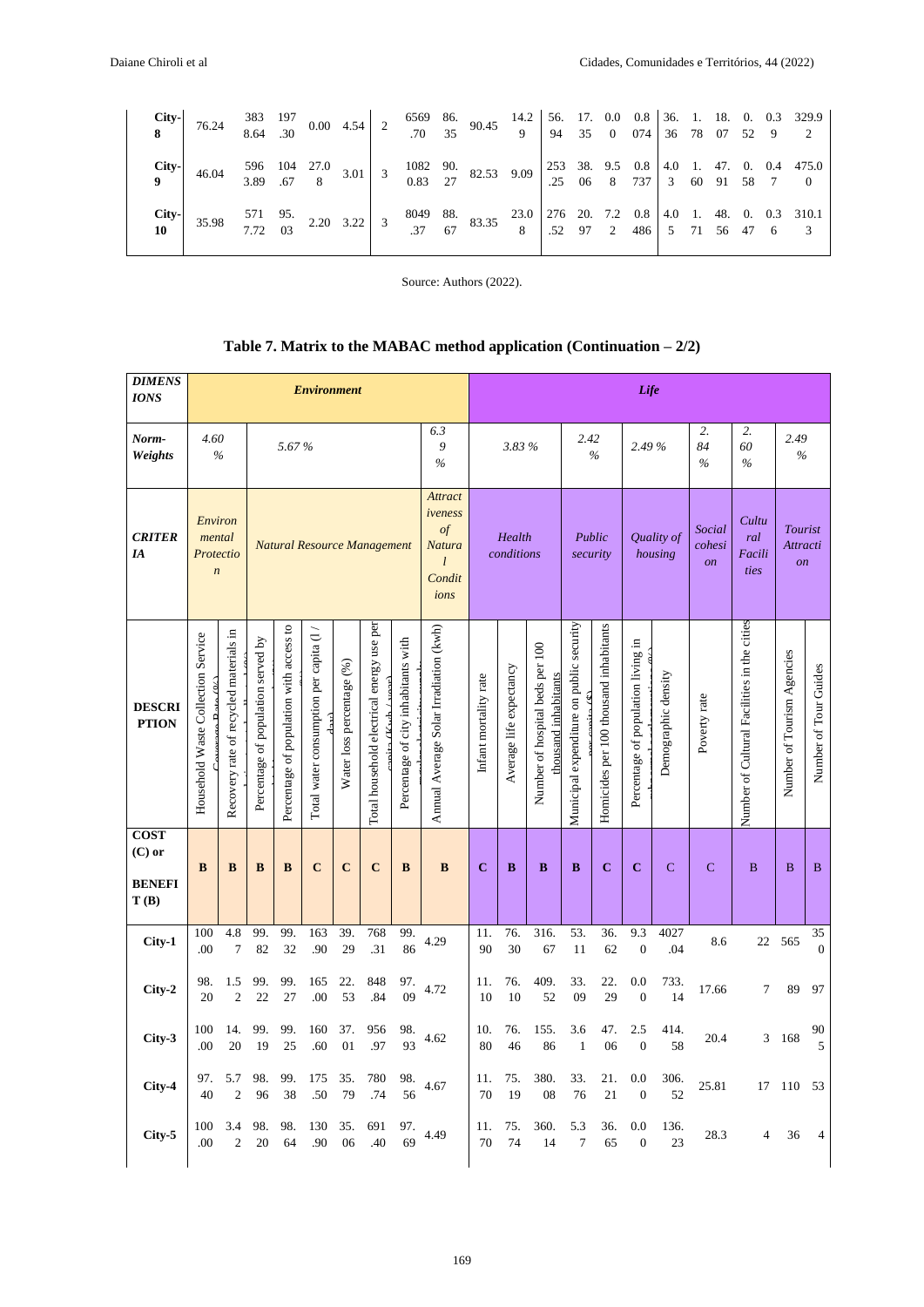| | | | | | | | | | | | | | | | | | | | | |
|---|---|---|---|---|---|---|---|---|---|---|---|---|---|---|---|---|---|---|---|---|
| **City-8** | 76.24 | 3838.64 | 197.30 | 0.00 | 4.54 | 2 | 6569.70 | 86.35 | 90.45 | 14.29 | 56.94 | 17.35 | 0.00 | 0.8074 | 36.36 | 1.78 | 18.07 | 0.52 | 0.39 | 329.92 |
| **City-9** | 46.04 | 5963.89 | 104.67 | 27.08 | 3.01 | 3 | 10820.83 | 90.27 | 82.53 | 9.09 | 253.25 | 38.06 | 9.58 | 0.8737 | 4.03 | 1.60 | 47.91 | 0.58 | 0.47 | 475.00 |
| **City-10** | 35.98 | 5717.72 | 95.03 | 2.20 | 3.22 | 3 | 8049.37 | 88.67 | 83.35 | 23.08 | 276.52 | 20.97 | 7.22 | 0.8486 | 4.05 | 1.71 | 48.56 | 0.47 | 0.36 | 310.13 |

Source: Authors (2022).

**Table 7. Matrix to the MABAC method application (Continuation – 2/2)**

| ***DIMENSIONS*** | ***Environment*** | | | | | | | | | ***Life*** | | | | | | | | | | |
|---|---|---|---|---|---|---|---|---|---|---|---|---|---|---|---|---|---|---|---|---|
| ***Norm-Weights*** | *4.60 %* | | *5.67 %* | | | | | | *6.39 %* | *3.83 %* | | | *2.42 %* | | *2.49 %* | | *2.84 %* | *2.60 %* | *2.49 %* | |
| ***CRITERIA*** | *Environmental Protection* | | *Natural Resource Management* | | | | | | *Attractiveness of Natural Conditions* | *Health conditions* | | | *Public security* | | *Quality of housing* | | *Social cohesion* | *Cultural Facilities* | *Tourist Attraction* | |
| **DESCRIPTION** | Household Waste Collection Service Coverage Rate (%) | Recovery rate of recycled materials in ... (%) | Percentage of population served by ... | Percentage of population with access to ... (%) | Total water consumption per capita (l / day) | Water loss percentage (%) | Total household electrical energy use per capita (Kwh / year) | Percentage of city inhabitants with ... | Annual Average Solar Irradiation (kwh) | Infant mortality rate | Average life expectancy | Number of hospital beds per 100 thousand inhabitants | Municipal expenditure on public security per capita ($) | Homicides per 100 thousand inhabitants | Percentage of population living in ... (%) | Demographic density | Poverty rate | Number of Cultural Facilities in the cities | Number of Tourism Agencies | Number of Tour Guides |
| **COST (C) or BENEFIT (B)** | **B** | **B** | **B** | **B** | **C** | **C** | **C** | **B** | **B** | **C** | **B** | **B** | **B** | **C** | **C** | C | C | B | B | B |
| **City-1** | 100.00 | 4.87 | 99.82 | 99.32 | 163.90 | 39.29 | 768.31 | 99.86 | 4.29 | 11.90 | 76.30 | 316.67 | 53.11 | 36.62 | 9.30 | 4027.04 | 8.6 | 22 | 565 | 350 |
| **City-2** | 98.20 | 1.52 | 99.22 | 99.27 | 165.00 | 22.53 | 848.84 | 97.09 | 4.72 | 11.10 | 76.10 | 409.52 | 33.09 | 22.29 | 0.00 | 733.14 | 17.66 | 7 | 89 | 97 |
| **City-3** | 100.00 | 14.20 | 99.19 | 99.25 | 160.60 | 37.01 | 956.97 | 98.93 | 4.62 | 10.80 | 76.46 | 155.86 | 3.61 | 47.06 | 2.50 | 414.58 | 20.4 | 3 | 168 | 905 |
| **City-4** | 97.40 | 5.72 | 98.96 | 99.38 | 175.50 | 35.79 | 780.74 | 98.56 | 4.67 | 11.70 | 75.19 | 380.08 | 33.76 | 21.21 | 0.00 | 306.52 | 25.81 | 17 | 110 | 53 |
| **City-5** | 100.00 | 3.42 | 98.20 | 98.64 | 130.90 | 35.06 | 691.40 | 97.69 | 4.49 | 11.70 | 75.74 | 360.14 | 5.37 | 36.65 | 0.00 | 136.23 | 28.3 | 4 | 36 | 4 |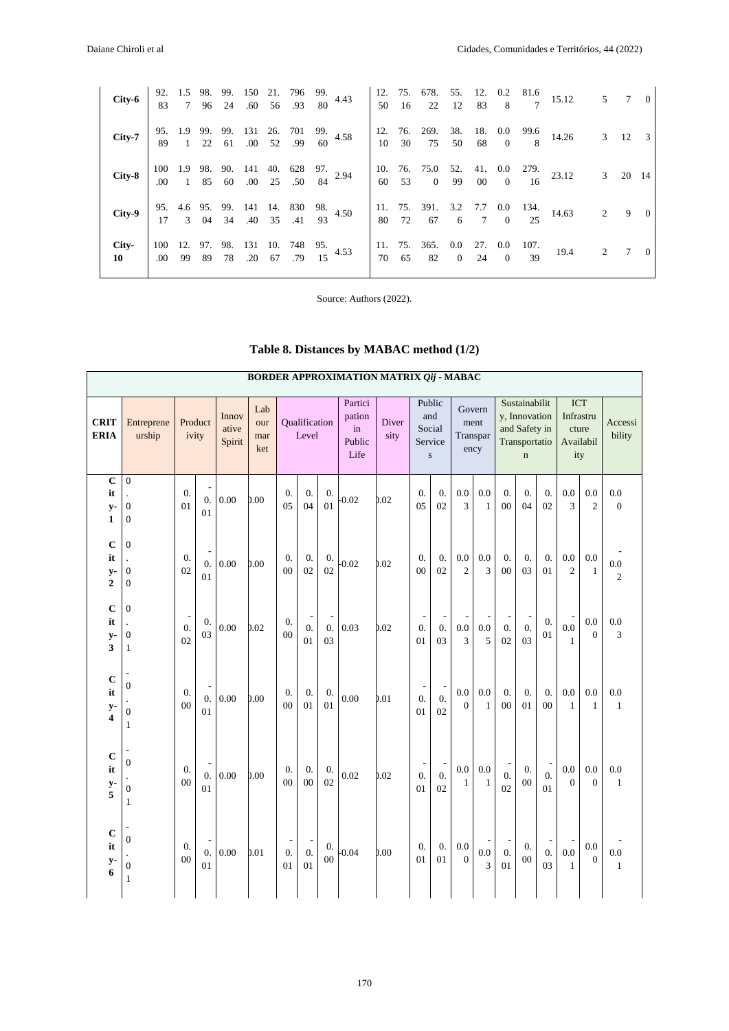| | | | | | | | | | | | | | | | | | | | |
|---|---|---|---|---|---|---|---|---|---|---|---|---|---|---|---|---|---|---|---|
| **City-6** | 92.83 | 1.57 | 98.96 | 99.24 | 150.60 | 21.56 | 796.93 | 99.80 | 4.43 | 12.50 | 75.16 | 678.22 | 55.12 | 12.83 | 0.28 | 81.67 | 15.12 | 5 | 7 | 0 |
| **City-7** | 95.89 | 1.91 | 99.22 | 99.61 | 131.00 | 26.52 | 701.99 | 99.60 | 4.58 | 12.10 | 76.30 | 269.75 | 38.50 | 18.68 | 0.00 | 99.68 | 14.26 | 3 | 12 | 3 |
| **City-8** | 100.00 | 1.91 | 98.85 | 90.60 | 141.00 | 40.25 | 628.50 | 97.84 | 2.94 | 10.60 | 76.53 | 75.00 | 52.99 | 41.00 | 0.00 | 279.16 | 23.12 | 3 | 20 | 14 |
| **City-9** | 95.17 | 4.63 | 95.04 | 99.34 | 141.40 | 14.35 | 830.41 | 98.93 | 4.50 | 11.80 | 75.72 | 391.67 | 3.26 | 7.77 | 0.00 | 134.25 | 14.63 | 2 | 9 | 0 |
| **City-10** | 100.00 | 12.99 | 97.89 | 98.78 | 131.20 | 10.67 | 748.79 | 95.15 | 4.53 | 11.70 | 75.65 | 365.82 | 0.00 | 27.24 | 0.00 | 107.39 | 19.4 | 2 | 7 | 0 |

Source: Authors (2022).

**Table 8. Distances by MABAC method (1/2)**

| **BORDER APPROXIMATION MATRIX *Qij* - MABAC** | | | | | | | | | | | | | | | | | | | | |
|---|---|---|---|---|---|---|---|---|---|---|---|---|---|---|---|---|---|---|---|---|
| **CRITERIA** | Entrepreneurship | Productivity | | Innovative Spirit | Labour market | Qualification Level | | | Participation in Public Life | Diversity | Public and Social Services | | Government Transparency | | Sustainability, Innovation and Safety in Transportation | | | ICT Infrastructure Availability | | Accessibility |
| **City-1** | 0.00 | 0.01 | -0.01 | 0.00 | 0.00 | 0.05 | 0.04 | 0.01 | -0.02 | 0.02 | 0.05 | 0.02 | 0.03 | 0.01 | 0.00 | 0.04 | 0.02 | 0.03 | 0.02 | 0.00 |
| **City-2** | 0.00 | 0.02 | -0.01 | 0.00 | 0.00 | 0.00 | 0.02 | 0.02 | -0.02 | 0.02 | 0.00 | 0.02 | 0.02 | 0.03 | 0.00 | 0.03 | 0.01 | 0.02 | 0.01 | -0.02 |
| **City-3** | 0.01 | -0.02 | 0.03 | 0.00 | 0.02 | 0.00 | -0.01 | -0.03 | 0.03 | 0.02 | -0.01 | -0.03 | -0.03 | -0.05 | -0.02 | -0.03 | 0.01 | -0.01 | 0.00 | 0.03 |
| **City-4** | -0.01 | 0.00 | -0.01 | 0.00 | 0.00 | 0.00 | 0.01 | 0.01 | 0.00 | 0.01 | -0.01 | -0.02 | 0.00 | 0.01 | 0.00 | 0.01 | 0.00 | 0.01 | 0.01 | 0.01 |
| **City-5** | -0.01 | 0.00 | -0.01 | 0.00 | 0.00 | 0.00 | 0.00 | 0.02 | 0.02 | 0.02 | -0.01 | -0.02 | 0.01 | 0.01 | -0.02 | 0.00 | -0.01 | 0.00 | 0.00 | 0.01 |
| **City-6** | -0.01 | 0.00 | -0.01 | 0.00 | 0.01 | -0.01 | -0.01 | 0.00 | -0.04 | 0.00 | 0.01 | 0.01 | 0.00 | -0.03 | -0.01 | 0.00 | -0.03 | -0.01 | 0.00 | -0.01 |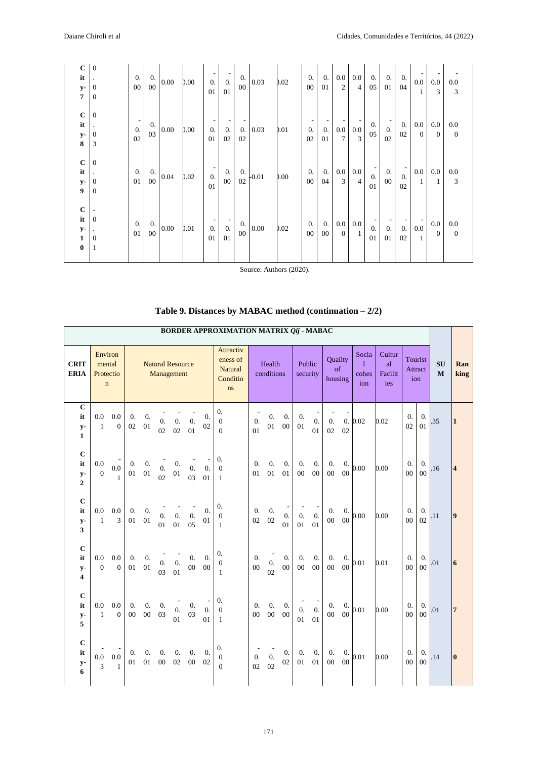| | | | | | | | | | | | | | | | | | | | | |
|---|---|---|---|---|---|---|---|---|---|---|---|---|---|---|---|---|---|---|---|---|
| **City-7** | 0.00 | 0.00 | 0.00 | 0.00 | 0.00 | -0.01 | -0.01 | 0.00 | 0.03 | 0.02 | 0.00 | 0.01 | 0.02 | 0.04 | 0.05 | 0.01 | 0.04 | -0.01 | -0.03 | -0.03 |
| **City-8** | 0.03 | -0.02 | 0.03 | 0.00 | 0.00 | -0.01 | -0.02 | -0.02 | 0.03 | 0.01 | -0.02 | -0.01 | -0.07 | -0.03 | 0.05 | -0.02 | 0.02 | 0.00 | 0.00 | 0.00 |
| **City-9** | 0.00 | 0.01 | 0.00 | 0.04 | 0.02 | -0.01 | 0.00 | 0.02 | -0.01 | 0.00 | 0.00 | 0.04 | 0.03 | 0.04 | -0.01 | 0.00 | -0.02 | 0.01 | 0.01 | 0.03 |
| **City-10** | -0.01 | 0.01 | 0.00 | 0.00 | 0.01 | -0.01 | -0.01 | 0.00 | 0.00 | 0.02 | 0.00 | 0.00 | 0.00 | 0.01 | -0.01 | -0.01 | 0.02 | -0.01 | 0.00 | 0.00 |

Source: Authors (2020).

**Table 9. Distances by MABAC method (continuation – 2/2)**

| BORDER APPROXIMATION MATRIX *Qij* - MABAC | | | | | | | | | | | | | | | | | | | | | | |
|---|---|---|---|---|---|---|---|---|---|---|---|---|---|---|---|---|---|---|---|---|---|---|
| **CRITERIA** | Environmental Protection | | Natural Resource Management | | | | | | Attractiveness of Natural Conditions | Health conditions | | | Public security | | Quality of housing | | Social cohesion | Cultural Facilities | Tourist Attraction | | **SUM** | **Ranking** |
| **City-1** | 0.01 | 0.00 | 0.02 | 0.01 | -0.02 | -0.02 | -0.01 | 0.02 | 0.00 | -0.01 | 0.01 | 0.00 | 0.01 | -0.01 | -0.02 | -0.02 | 0.02 | 0.02 | 0.02 | 0.01 | .35 | **1** |
| **City-2** | 0.00 | -0.01 | 0.01 | 0.01 | -0.02 | 0.01 | -0.03 | -0.01 | 0.01 | 0.01 | 0.01 | 0.01 | 0.00 | 0.00 | 0.00 | 0.00 | 0.00 | 0.00 | 0.00 | 0.00 | .16 | **4** |
| **City-3** | 0.01 | 0.03 | 0.01 | 0.01 | -0.01 | -0.01 | -0.05 | 0.01 | 0.01 | 0.02 | 0.02 | -0.01 | -0.01 | -0.01 | 0.00 | 0.00 | 0.00 | 0.00 | 0.00 | 0.02 | .11 | **9** |
| **City-4** | 0.00 | 0.00 | 0.01 | 0.01 | -0.03 | -0.01 | 0.00 | 0.00 | 0.01 | 0.00 | -0.02 | 0.00 | 0.00 | 0.00 | 0.00 | 0.00 | 0.01 | 0.01 | 0.00 | 0.00 | .01 | **6** |
| **City-5** | 0.01 | 0.00 | 0.00 | 0.00 | 0.03 | -0.01 | 0.03 | -0.01 | 0.01 | 0.00 | 0.00 | 0.00 | -0.01 | -0.01 | 0.00 | 0.00 | 0.01 | 0.00 | 0.00 | 0.00 | .01 | **7** |
| **City-6** | -0.03 | -0.01 | 0.01 | 0.01 | 0.00 | 0.02 | 0.00 | 0.02 | 0.00 | -0.02 | -0.02 | 0.02 | 0.01 | 0.01 | 0.00 | 0.00 | 0.01 | 0.00 | 0.00 | 0.00 | .14 | **0** |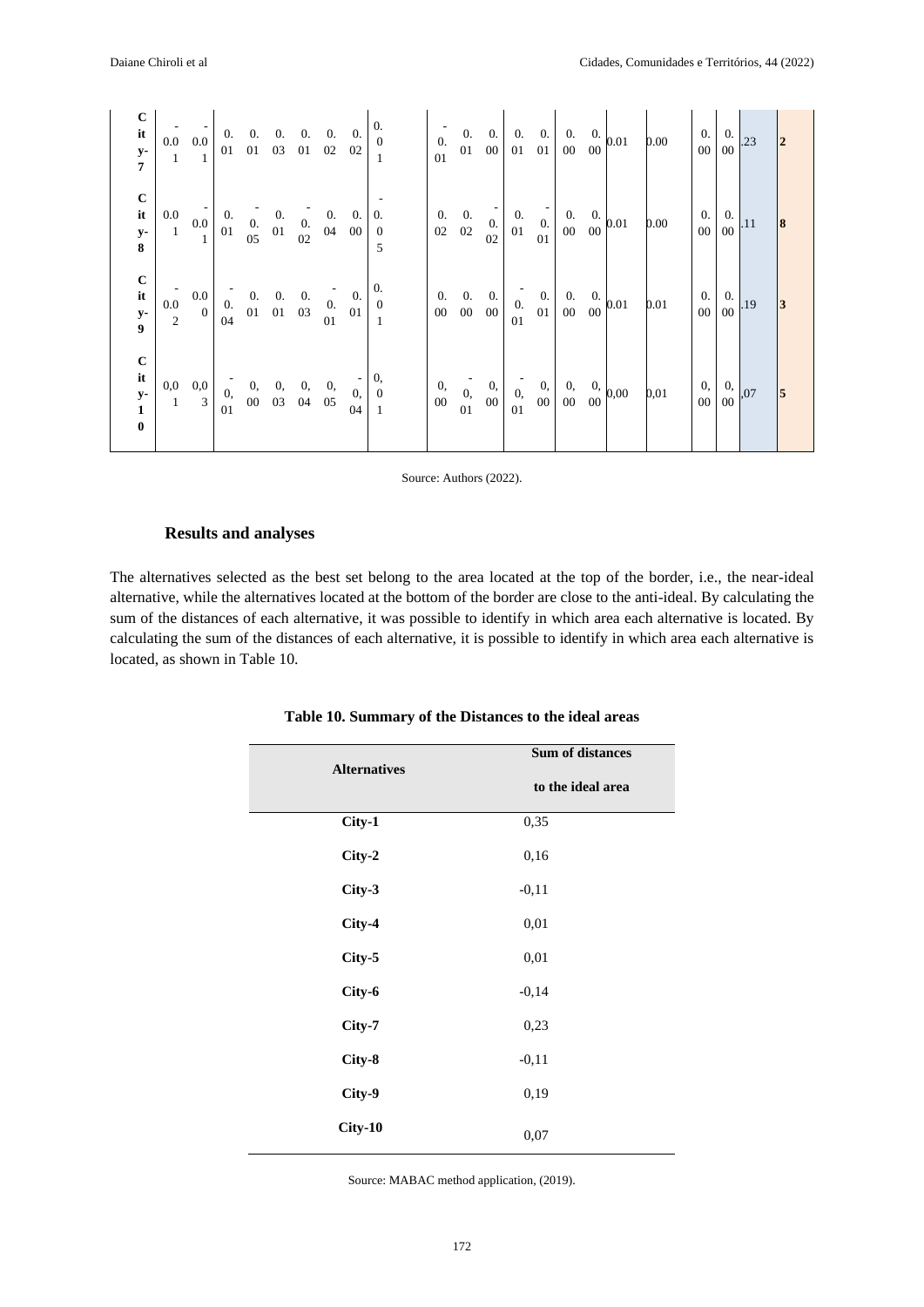| City-7 | -0.01 | -0.01 | 0.01 | 0.01 | 0.03 | 0.01 | 0.02 | 0.02 | 0.01 | -0.01 | 0.01 | 0.00 | 0.01 | 0.01 | 0.00 | 0.00 | 0.01 | 0.00 | 0.00 | 0.00 | .23 | 2 |
|---|---|---|---|---|---|---|---|---|---|---|---|---|---|---|---|---|---|---|---|---|---|---|
| City-8 | 0.01 | -0.01 | 0.01 | -0.05 | 0.01 | -0.02 | 0.04 | 0.00 | -0.05 | 0.02 | 0.02 | -0.02 | 0.01 | -0.01 | 0.00 | 0.00 | 0.01 | 0.00 | 0.00 | 0.00 | .11 | 8 |
| City-9 | -0.02 | 0.00 | -0.04 | 0.01 | 0.01 | 0.03 | -0.01 | 0.01 | 0.01 | 0.00 | 0.00 | 0.00 | -0.01 | 0.01 | 0.00 | 0.00 | 0.01 | 0.01 | 0.00 | 0.00 | .19 | 3 |
| City-10 | 0,01 | 0,03 | -0,01 | 0,00 | 0,03 | 0,04 | 0,05 | -0,04 | 0,01 | 0,00 | -0,01 | 0,00 | -0,01 | 0,00 | 0,00 | 0,00 | 0,00 | 0,01 | 0,00 | 0,00 | ,07 | 5 |

Source: Authors (2022).

## Results and analyses

The alternatives selected as the best set belong to the area located at the top of the border, i.e., the near-ideal alternative, while the alternatives located at the bottom of the border are close to the anti-ideal. By calculating the sum of the distances of each alternative, it was possible to identify in which area each alternative is located. By calculating the sum of the distances of each alternative, it is possible to identify in which area each alternative is located, as shown in Table 10.

**Table 10. Summary of the Distances to the ideal areas**

| Alternatives | Sum of distances to the ideal area |
|---|---|
| City-1 | 0,35 |
| City-2 | 0,16 |
| City-3 | -0,11 |
| City-4 | 0,01 |
| City-5 | 0,01 |
| City-6 | -0,14 |
| City-7 | 0,23 |
| City-8 | -0,11 |
| City-9 | 0,19 |
| City-10 | 0,07 |

Source: MABAC method application, (2019).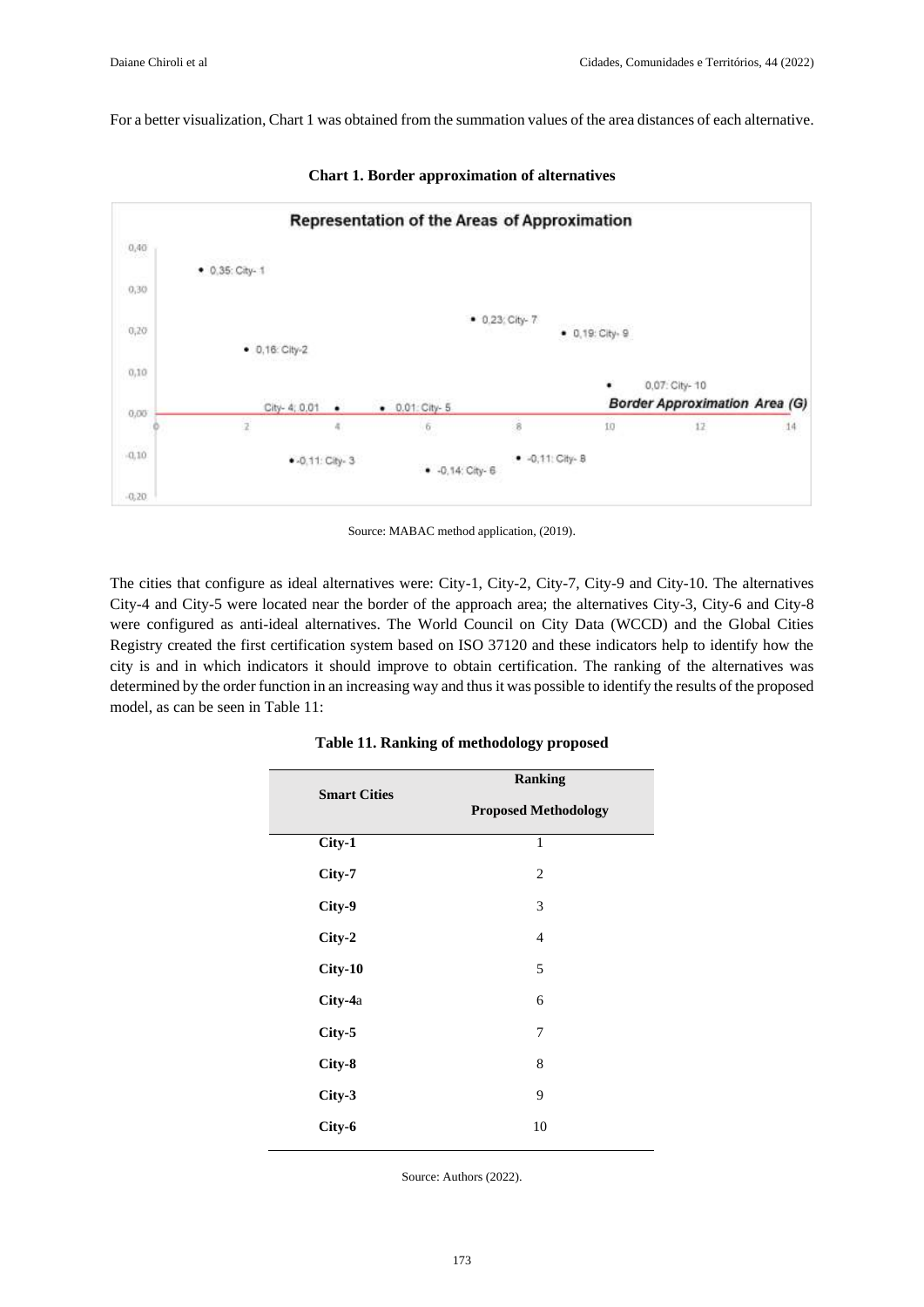For a better visualization, Chart 1 was obtained from the summation values of the area distances of each alternative.

**Chart 1. Border approximation of alternatives**

Source: MABAC method application, (2019).

The cities that configure as ideal alternatives were: City-1, City-2, City-7, City-9 and City-10. The alternatives City-4 and City-5 were located near the border of the approach area; the alternatives City-3, City-6 and City-8 were configured as anti-ideal alternatives. The World Council on City Data (WCCD) and the Global Cities Registry created the first certification system based on ISO 37120 and these indicators help to identify how the city is and in which indicators it should improve to obtain certification. The ranking of the alternatives was determined by the order function in an increasing way and thus it was possible to identify the results of the proposed model, as can be seen in Table 11:

**Table 11. Ranking of methodology proposed**

| Smart Cities | Ranking Proposed Methodology |
|---|---|
| **City-1** | 1 |
| **City-7** | 2 |
| **City-9** | 3 |
| **City-2** | 4 |
| **City-10** | 5 |
| **City-4**a | 6 |
| **City-5** | 7 |
| **City-8** | 8 |
| **City-3** | 9 |
| **City-6** | 10 |

Source: Authors (2022).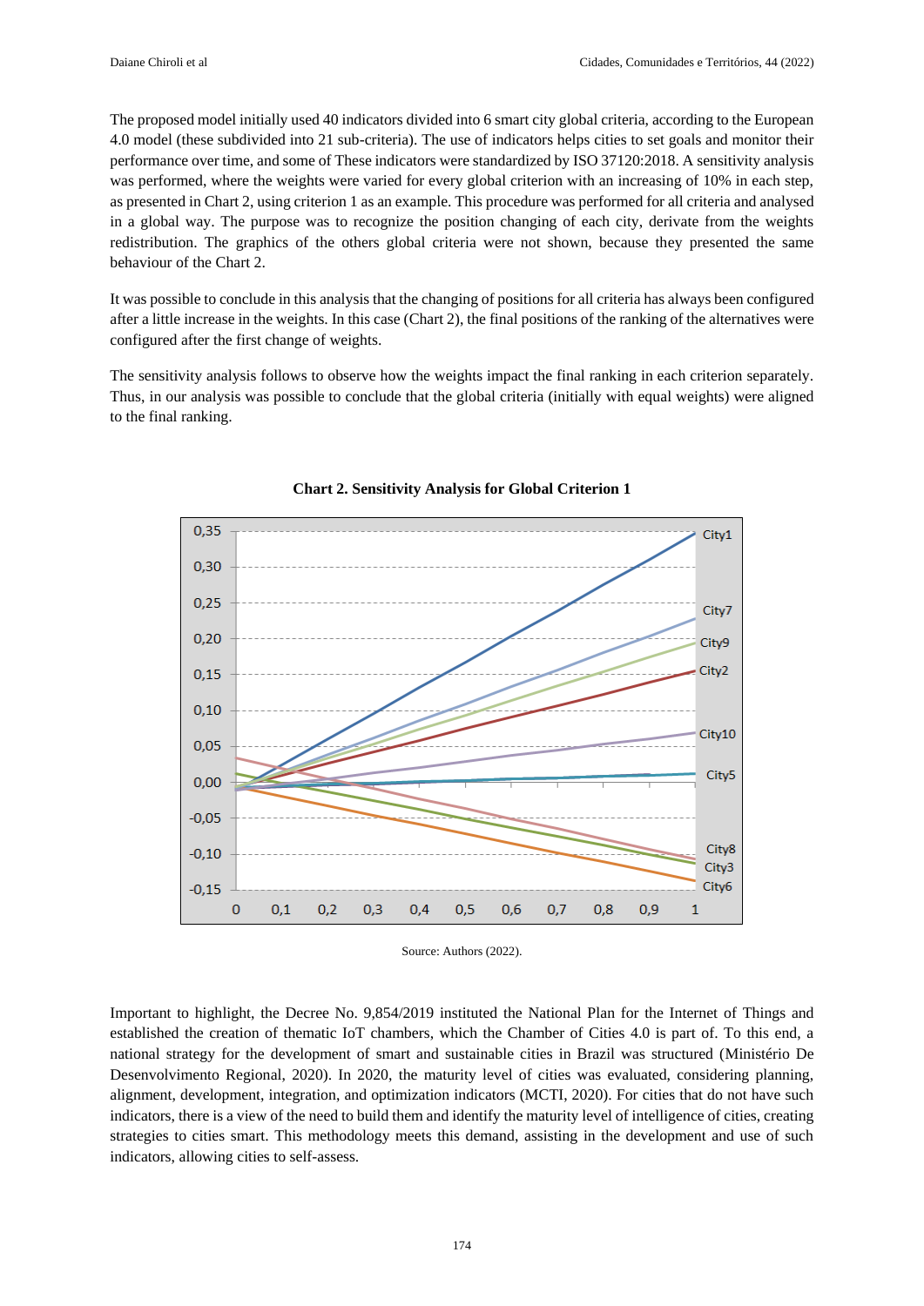The proposed model initially used 40 indicators divided into 6 smart city global criteria, according to the European 4.0 model (these subdivided into 21 sub-criteria). The use of indicators helps cities to set goals and monitor their performance over time, and some of These indicators were standardized by ISO 37120:2018. A sensitivity analysis was performed, where the weights were varied for every global criterion with an increasing of 10% in each step, as presented in Chart 2, using criterion 1 as an example. This procedure was performed for all criteria and analysed in a global way. The purpose was to recognize the position changing of each city, derivate from the weights redistribution. The graphics of the others global criteria were not shown, because they presented the same behaviour of the Chart 2.

It was possible to conclude in this analysis that the changing of positions for all criteria has always been configured after a little increase in the weights. In this case (Chart 2), the final positions of the ranking of the alternatives were configured after the first change of weights.

The sensitivity analysis follows to observe how the weights impact the final ranking in each criterion separately. Thus, in our analysis was possible to conclude that the global criteria (initially with equal weights) were aligned to the final ranking.

**Chart 2. Sensitivity Analysis for Global Criterion 1**

Source: Authors (2022).

Important to highlight, the Decree No. 9,854/2019 instituted the National Plan for the Internet of Things and established the creation of thematic IoT chambers, which the Chamber of Cities 4.0 is part of. To this end, a national strategy for the development of smart and sustainable cities in Brazil was structured (Ministério De Desenvolvimento Regional, 2020). In 2020, the maturity level of cities was evaluated, considering planning, alignment, development, integration, and optimization indicators (MCTI, 2020). For cities that do not have such indicators, there is a view of the need to build them and identify the maturity level of intelligence of cities, creating strategies to cities smart. This methodology meets this demand, assisting in the development and use of such indicators, allowing cities to self-assess.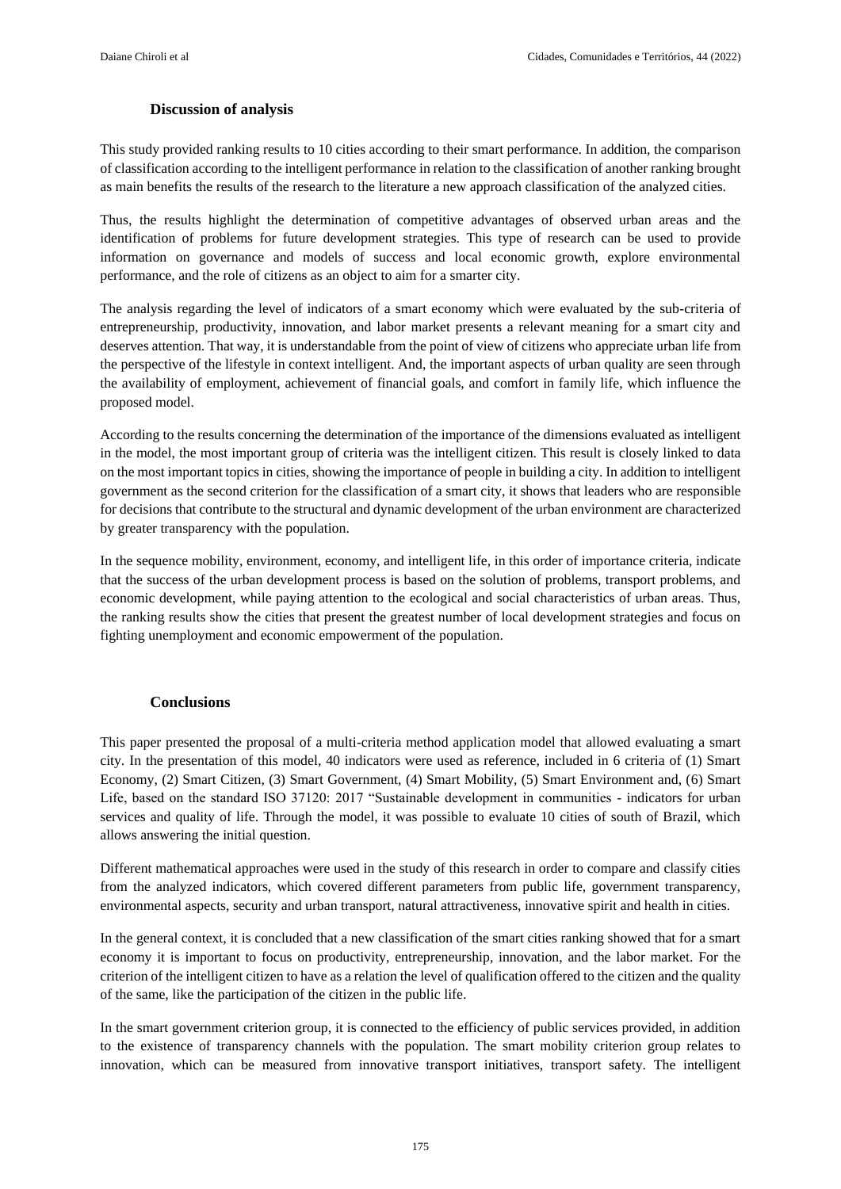### Discussion of analysis

This study provided ranking results to 10 cities according to their smart performance. In addition, the comparison of classification according to the intelligent performance in relation to the classification of another ranking brought as main benefits the results of the research to the literature a new approach classification of the analyzed cities.

Thus, the results highlight the determination of competitive advantages of observed urban areas and the identification of problems for future development strategies. This type of research can be used to provide information on governance and models of success and local economic growth, explore environmental performance, and the role of citizens as an object to aim for a smarter city.

The analysis regarding the level of indicators of a smart economy which were evaluated by the sub-criteria of entrepreneurship, productivity, innovation, and labor market presents a relevant meaning for a smart city and deserves attention. That way, it is understandable from the point of view of citizens who appreciate urban life from the perspective of the lifestyle in context intelligent. And, the important aspects of urban quality are seen through the availability of employment, achievement of financial goals, and comfort in family life, which influence the proposed model.

According to the results concerning the determination of the importance of the dimensions evaluated as intelligent in the model, the most important group of criteria was the intelligent citizen. This result is closely linked to data on the most important topics in cities, showing the importance of people in building a city. In addition to intelligent government as the second criterion for the classification of a smart city, it shows that leaders who are responsible for decisions that contribute to the structural and dynamic development of the urban environment are characterized by greater transparency with the population.

In the sequence mobility, environment, economy, and intelligent life, in this order of importance criteria, indicate that the success of the urban development process is based on the solution of problems, transport problems, and economic development, while paying attention to the ecological and social characteristics of urban areas. Thus, the ranking results show the cities that present the greatest number of local development strategies and focus on fighting unemployment and economic empowerment of the population.

### Conclusions

This paper presented the proposal of a multi-criteria method application model that allowed evaluating a smart city. In the presentation of this model, 40 indicators were used as reference, included in 6 criteria of (1) Smart Economy, (2) Smart Citizen, (3) Smart Government, (4) Smart Mobility, (5) Smart Environment and, (6) Smart Life, based on the standard ISO 37120: 2017 "Sustainable development in communities - indicators for urban services and quality of life. Through the model, it was possible to evaluate 10 cities of south of Brazil, which allows answering the initial question.

Different mathematical approaches were used in the study of this research in order to compare and classify cities from the analyzed indicators, which covered different parameters from public life, government transparency, environmental aspects, security and urban transport, natural attractiveness, innovative spirit and health in cities.

In the general context, it is concluded that a new classification of the smart cities ranking showed that for a smart economy it is important to focus on productivity, entrepreneurship, innovation, and the labor market. For the criterion of the intelligent citizen to have as a relation the level of qualification offered to the citizen and the quality of the same, like the participation of the citizen in the public life.

In the smart government criterion group, it is connected to the efficiency of public services provided, in addition to the existence of transparency channels with the population. The smart mobility criterion group relates to innovation, which can be measured from innovative transport initiatives, transport safety. The intelligent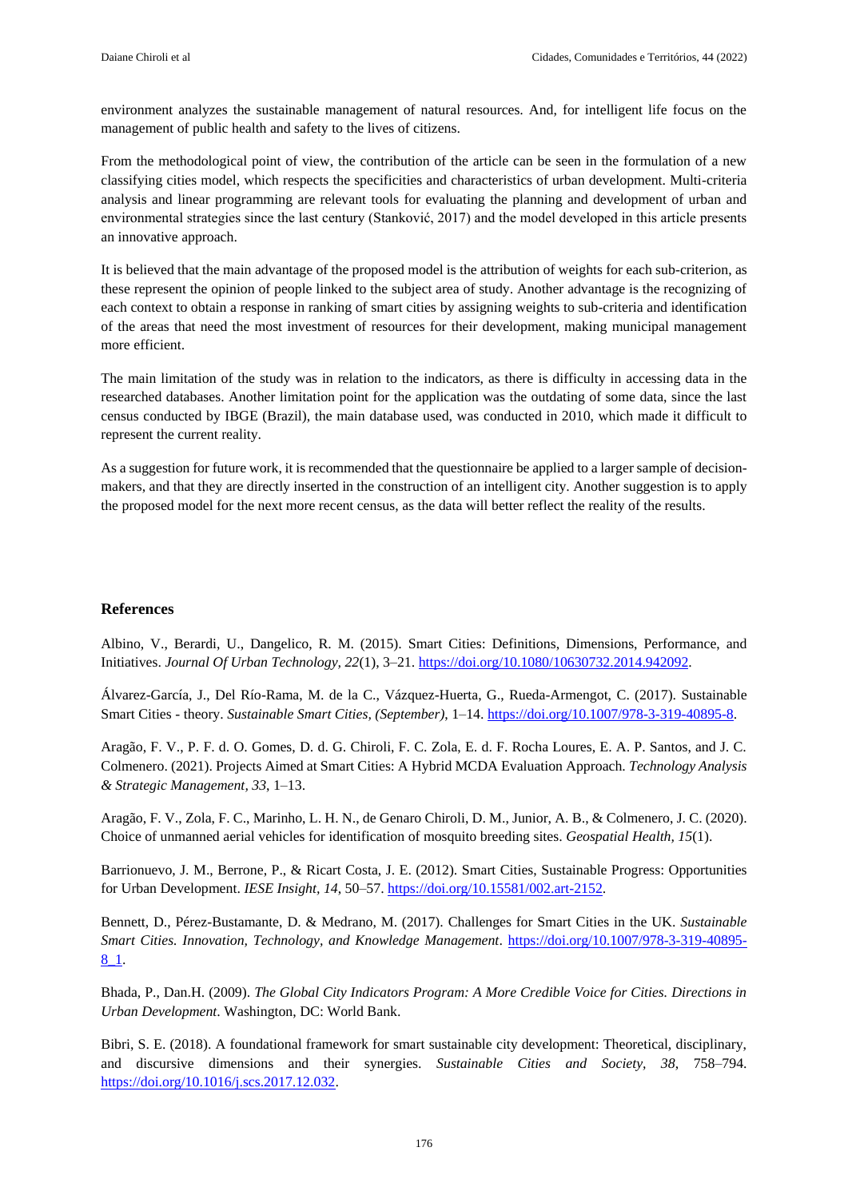environment analyzes the sustainable management of natural resources. And, for intelligent life focus on the management of public health and safety to the lives of citizens.

From the methodological point of view, the contribution of the article can be seen in the formulation of a new classifying cities model, which respects the specificities and characteristics of urban development. Multi-criteria analysis and linear programming are relevant tools for evaluating the planning and development of urban and environmental strategies since the last century (Stanković, 2017) and the model developed in this article presents an innovative approach.

It is believed that the main advantage of the proposed model is the attribution of weights for each sub-criterion, as these represent the opinion of people linked to the subject area of study. Another advantage is the recognizing of each context to obtain a response in ranking of smart cities by assigning weights to sub-criteria and identification of the areas that need the most investment of resources for their development, making municipal management more efficient.

The main limitation of the study was in relation to the indicators, as there is difficulty in accessing data in the researched databases. Another limitation point for the application was the outdating of some data, since the last census conducted by IBGE (Brazil), the main database used, was conducted in 2010, which made it difficult to represent the current reality.

As a suggestion for future work, it is recommended that the questionnaire be applied to a larger sample of decision-makers, and that they are directly inserted in the construction of an intelligent city. Another suggestion is to apply the proposed model for the next more recent census, as the data will better reflect the reality of the results.

## References

Albino, V., Berardi, U., Dangelico, R. M. (2015). Smart Cities: Definitions, Dimensions, Performance, and Initiatives. *Journal Of Urban Technology, 22*(1), 3–21. https://doi.org/10.1080/10630732.2014.942092.

Álvarez-García, J., Del Río-Rama, M. de la C., Vázquez-Huerta, G., Rueda-Armengot, C. (2017). Sustainable Smart Cities - theory. *Sustainable Smart Cities, (September)*, 1–14. https://doi.org/10.1007/978-3-319-40895-8.

Aragão, F. V., P. F. d. O. Gomes, D. d. G. Chiroli, F. C. Zola, E. d. F. Rocha Loures, E. A. P. Santos, and J. C. Colmenero. (2021). Projects Aimed at Smart Cities: A Hybrid MCDA Evaluation Approach. *Technology Analysis & Strategic Management, 33*, 1–13.

Aragão, F. V., Zola, F. C., Marinho, L. H. N., de Genaro Chiroli, D. M., Junior, A. B., & Colmenero, J. C. (2020). Choice of unmanned aerial vehicles for identification of mosquito breeding sites. *Geospatial Health, 15*(1).

Barrionuevo, J. M., Berrone, P., & Ricart Costa, J. E. (2012). Smart Cities, Sustainable Progress: Opportunities for Urban Development. *IESE Insight, 14*, 50–57. https://doi.org/10.15581/002.art-2152.

Bennett, D., Pérez-Bustamante, D. & Medrano, M. (2017). Challenges for Smart Cities in the UK. *Sustainable Smart Cities. Innovation, Technology, and Knowledge Management*. https://doi.org/10.1007/978-3-319-40895-8_1.

Bhada, P., Dan.H. (2009). *The Global City Indicators Program: A More Credible Voice for Cities. Directions in Urban Development*. Washington, DC: World Bank.

Bibri, S. E. (2018). A foundational framework for smart sustainable city development: Theoretical, disciplinary, and discursive dimensions and their synergies. *Sustainable Cities and Society, 38*, 758–794. https://doi.org/10.1016/j.scs.2017.12.032.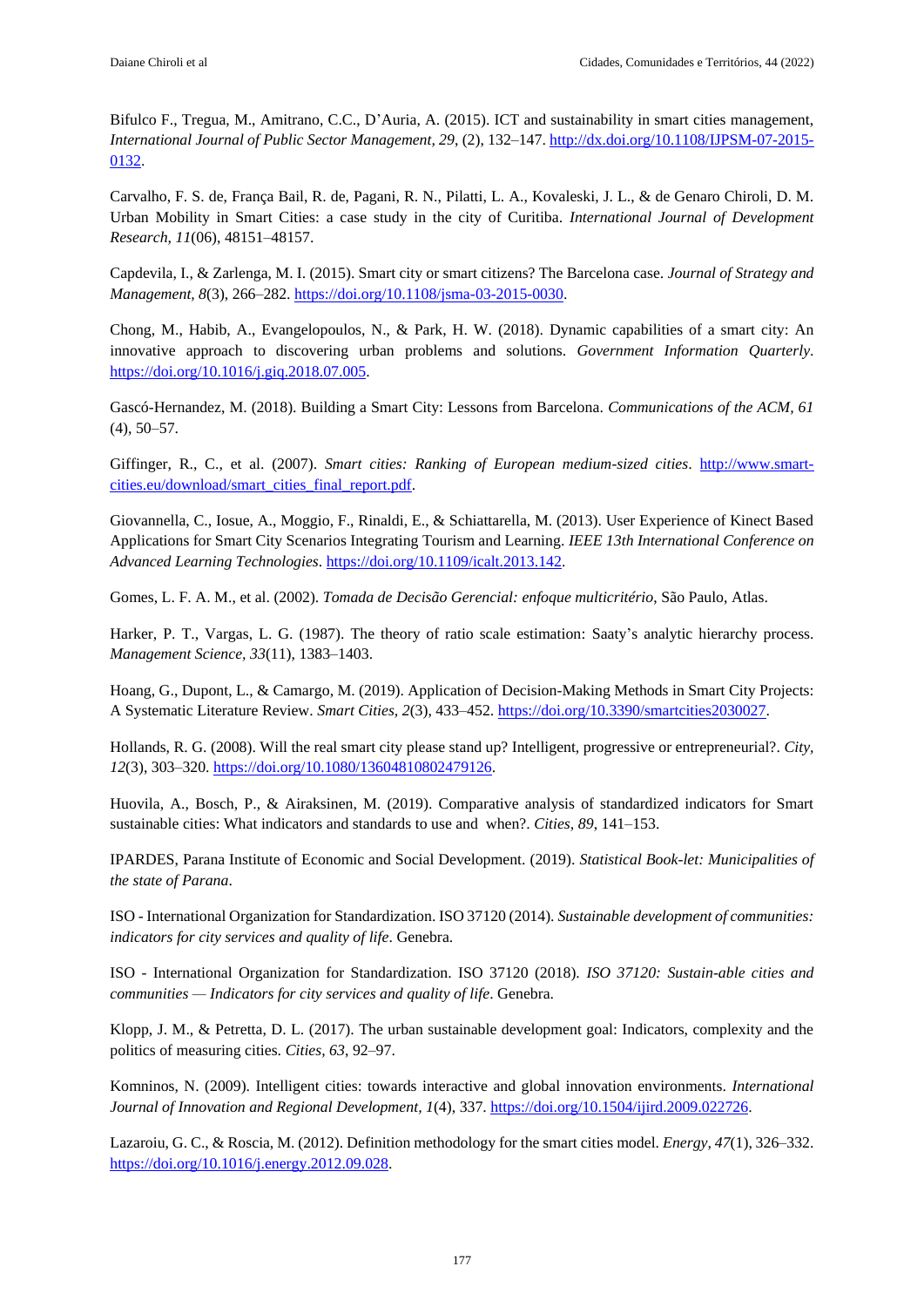Bifulco F., Tregua, M., Amitrano, C.C., D'Auria, A. (2015). ICT and sustainability in smart cities management, *International Journal of Public Sector Management, 29*, (2), 132–147. http://dx.doi.org/10.1108/IJPSM-07-2015-0132.

Carvalho, F. S. de, França Bail, R. de, Pagani, R. N., Pilatti, L. A., Kovaleski, J. L., & de Genaro Chiroli, D. M. Urban Mobility in Smart Cities: a case study in the city of Curitiba. *International Journal of Development Research, 11*(06), 48151–48157.

Capdevila, I., & Zarlenga, M. I. (2015). Smart city or smart citizens? The Barcelona case. *Journal of Strategy and Management, 8*(3), 266–282. https://doi.org/10.1108/jsma-03-2015-0030.

Chong, M., Habib, A., Evangelopoulos, N., & Park, H. W. (2018). Dynamic capabilities of a smart city: An innovative approach to discovering urban problems and solutions. *Government Information Quarterly*. https://doi.org/10.1016/j.giq.2018.07.005.

Gascó-Hernandez, M. (2018). Building a Smart City: Lessons from Barcelona. *Communications of the ACM, 61* (4), 50–57.

Giffinger, R., C., et al. (2007). *Smart cities: Ranking of European medium-sized cities*. http://www.smart-cities.eu/download/smart_cities_final_report.pdf.

Giovannella, C., Iosue, A., Moggio, F., Rinaldi, E., & Schiattarella, M. (2013). User Experience of Kinect Based Applications for Smart City Scenarios Integrating Tourism and Learning. *IEEE 13th International Conference on Advanced Learning Technologies*. https://doi.org/10.1109/icalt.2013.142.

Gomes, L. F. A. M., et al. (2002). *Tomada de Decisão Gerencial: enfoque multicritério*, São Paulo, Atlas.

Harker, P. T., Vargas, L. G. (1987). The theory of ratio scale estimation: Saaty's analytic hierarchy process. *Management Science, 33*(11), 1383–1403.

Hoang, G., Dupont, L., & Camargo, M. (2019). Application of Decision-Making Methods in Smart City Projects: A Systematic Literature Review. *Smart Cities, 2*(3), 433–452. https://doi.org/10.3390/smartcities2030027.

Hollands, R. G. (2008). Will the real smart city please stand up? Intelligent, progressive or entrepreneurial?. *City, 12*(3), 303–320. https://doi.org/10.1080/13604810802479126.

Huovila, A., Bosch, P., & Airaksinen, M. (2019). Comparative analysis of standardized indicators for Smart sustainable cities: What indicators and standards to use and when?. *Cities, 89*, 141–153.

IPARDES, Parana Institute of Economic and Social Development. (2019). *Statistical Book-let: Municipalities of the state of Parana*.

ISO - International Organization for Standardization. ISO 37120 (2014). *Sustainable development of communities: indicators for city services and quality of life*. Genebra.

ISO - International Organization for Standardization. ISO 37120 (2018). *ISO 37120: Sustain-able cities and communities — Indicators for city services and quality of life*. Genebra.

Klopp, J. M., & Petretta, D. L. (2017). The urban sustainable development goal: Indicators, complexity and the politics of measuring cities. *Cities, 63*, 92–97.

Komninos, N. (2009). Intelligent cities: towards interactive and global innovation environments. *International Journal of Innovation and Regional Development, 1*(4), 337. https://doi.org/10.1504/ijird.2009.022726.

Lazaroiu, G. C., & Roscia, M. (2012). Definition methodology for the smart cities model. *Energy, 47*(1), 326–332. https://doi.org/10.1016/j.energy.2012.09.028.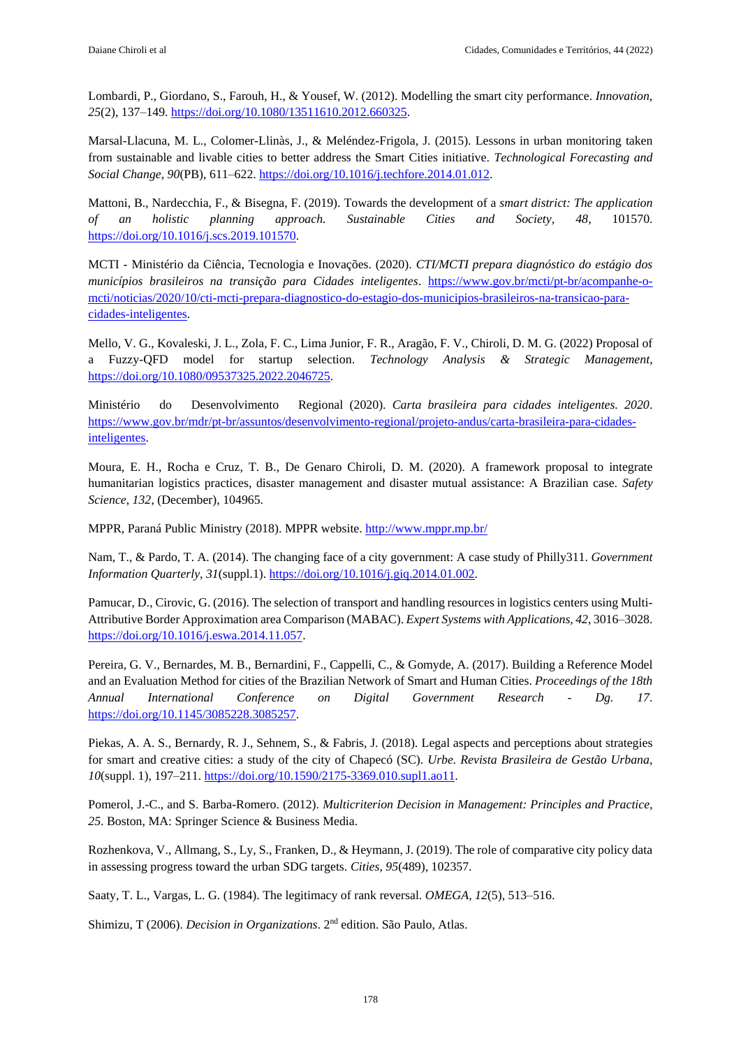Lombardi, P., Giordano, S., Farouh, H., & Yousef, W. (2012). Modelling the smart city performance. *Innovation, 25*(2), 137–149. https://doi.org/10.1080/13511610.2012.660325.

Marsal-Llacuna, M. L., Colomer-Llinàs, J., & Meléndez-Frigola, J. (2015). Lessons in urban monitoring taken from sustainable and livable cities to better address the Smart Cities initiative. *Technological Forecasting and Social Change, 90*(PB), 611–622. https://doi.org/10.1016/j.techfore.2014.01.012.

Mattoni, B., Nardecchia, F., & Bisegna, F. (2019). Towards the development of a *smart district: The application of an holistic planning approach. Sustainable Cities and Society, 48*, 101570. https://doi.org/10.1016/j.scs.2019.101570.

MCTI - Ministério da Ciência, Tecnologia e Inovações. (2020). *CTI/MCTI prepara diagnóstico do estágio dos municípios brasileiros na transição para Cidades inteligentes*. https://www.gov.br/mcti/pt-br/acompanhe-o-mcti/noticias/2020/10/cti-mcti-prepara-diagnostico-do-estagio-dos-municipios-brasileiros-na-transicao-para-cidades-inteligentes.

Mello, V. G., Kovaleski, J. L., Zola, F. C., Lima Junior, F. R., Aragão, F. V., Chiroli, D. M. G. (2022) Proposal of a Fuzzy-QFD model for startup selection. *Technology Analysis & Strategic Management*, https://doi.org/10.1080/09537325.2022.2046725.

Ministério do Desenvolvimento Regional (2020). *Carta brasileira para cidades inteligentes. 2020*. https://www.gov.br/mdr/pt-br/assuntos/desenvolvimento-regional/projeto-andus/carta-brasileira-para-cidades-inteligentes.

Moura, E. H., Rocha e Cruz, T. B., De Genaro Chiroli, D. M. (2020). A framework proposal to integrate humanitarian logistics practices, disaster management and disaster mutual assistance: A Brazilian case. *Safety Science, 132*, (December), 104965.

MPPR, Paraná Public Ministry (2018). MPPR website. http://www.mppr.mp.br/

Nam, T., & Pardo, T. A. (2014). The changing face of a city government: A case study of Philly311. *Government Information Quarterly, 31*(suppl.1). https://doi.org/10.1016/j.giq.2014.01.002.

Pamucar, D., Cirovic, G. (2016). The selection of transport and handling resources in logistics centers using Multi-Attributive Border Approximation area Comparison (MABAC). *Expert Systems with Applications, 42*, 3016–3028. https://doi.org/10.1016/j.eswa.2014.11.057.

Pereira, G. V., Bernardes, M. B., Bernardini, F., Cappelli, C., & Gomyde, A. (2017). Building a Reference Model and an Evaluation Method for cities of the Brazilian Network of Smart and Human Cities. *Proceedings of the 18th Annual International Conference on Digital Government Research - Dg. 17*. https://doi.org/10.1145/3085228.3085257.

Piekas, A. A. S., Bernardy, R. J., Sehnem, S., & Fabris, J. (2018). Legal aspects and perceptions about strategies for smart and creative cities: a study of the city of Chapecó (SC). *Urbe. Revista Brasileira de Gestão Urbana, 10*(suppl. 1), 197–211. https://doi.org/10.1590/2175-3369.010.supl1.ao11.

Pomerol, J.-C., and S. Barba-Romero. (2012). *Multicriterion Decision in Management: Principles and Practice, 25*. Boston, MA: Springer Science & Business Media.

Rozhenkova, V., Allmang, S., Ly, S., Franken, D., & Heymann, J. (2019). The role of comparative city policy data in assessing progress toward the urban SDG targets. *Cities, 95*(489), 102357.

Saaty, T. L., Vargas, L. G. (1984). The legitimacy of rank reversal. *OMEGA, 12*(5), 513–516.

Shimizu, T (2006). *Decision in Organizations*. 2nd edition. São Paulo, Atlas.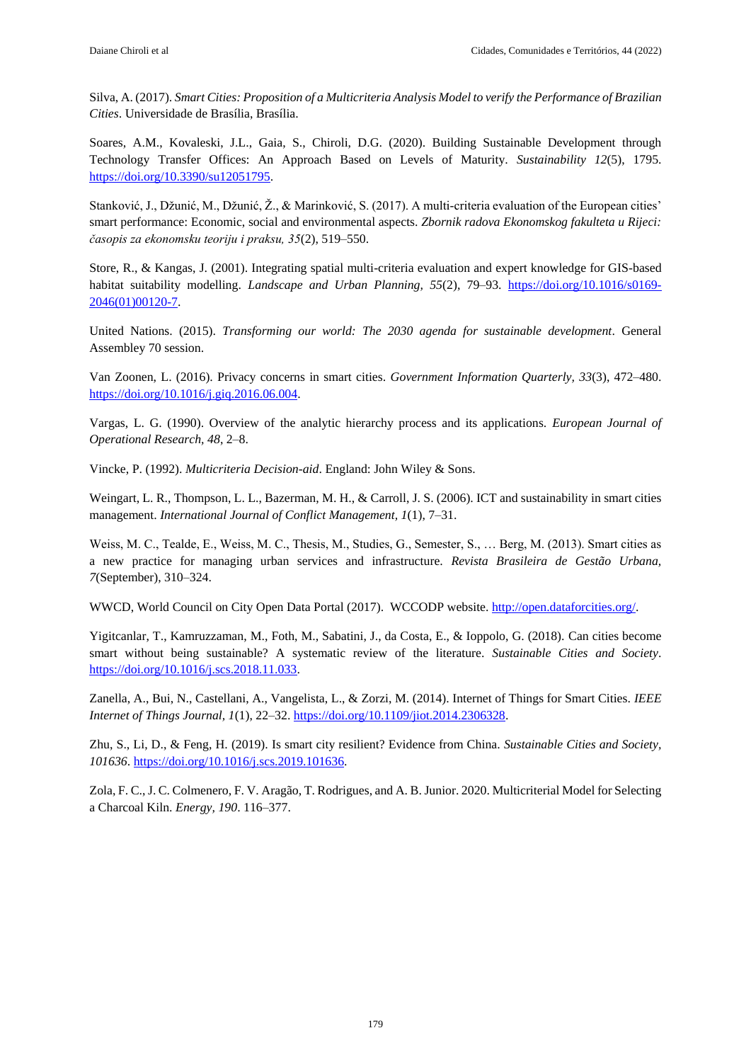Silva, A. (2017). *Smart Cities: Proposition of a Multicriteria Analysis Model to verify the Performance of Brazilian Cities*. Universidade de Brasília, Brasília.

Soares, A.M., Kovaleski, J.L., Gaia, S., Chiroli, D.G. (2020). Building Sustainable Development through Technology Transfer Offices: An Approach Based on Levels of Maturity. *Sustainability 12*(5), 1795. https://doi.org/10.3390/su12051795.

Stanković, J., Džunić, M., Džunić, Ž., & Marinković, S. (2017). A multi-criteria evaluation of the European cities' smart performance: Economic, social and environmental aspects. *Zbornik radova Ekonomskog fakulteta u Rijeci: časopis za ekonomsku teoriju i praksu, 35*(2), 519–550.

Store, R., & Kangas, J. (2001). Integrating spatial multi-criteria evaluation and expert knowledge for GIS-based habitat suitability modelling. *Landscape and Urban Planning, 55*(2), 79–93. https://doi.org/10.1016/s0169-2046(01)00120-7.

United Nations. (2015). *Transforming our world: The 2030 agenda for sustainable development*. General Assembley 70 session.

Van Zoonen, L. (2016). Privacy concerns in smart cities. *Government Information Quarterly, 33*(3), 472–480. https://doi.org/10.1016/j.giq.2016.06.004.

Vargas, L. G. (1990). Overview of the analytic hierarchy process and its applications. *European Journal of Operational Research, 48*, 2–8.

Vincke, P. (1992). *Multicriteria Decision-aid*. England: John Wiley & Sons.

Weingart, L. R., Thompson, L. L., Bazerman, M. H., & Carroll, J. S. (2006). ICT and sustainability in smart cities management. *International Journal of Conflict Management, 1*(1), 7–31.

Weiss, M. C., Tealde, E., Weiss, M. C., Thesis, M., Studies, G., Semester, S., … Berg, M. (2013). Smart cities as a new practice for managing urban services and infrastructure. *Revista Brasileira de Gestão Urbana, 7*(September), 310–324.

WWCD, World Council on City Open Data Portal (2017). WCCODP website. http://open.dataforcities.org/.

Yigitcanlar, T., Kamruzzaman, M., Foth, M., Sabatini, J., da Costa, E., & Ioppolo, G. (2018). Can cities become smart without being sustainable? A systematic review of the literature. *Sustainable Cities and Society*. https://doi.org/10.1016/j.scs.2018.11.033.

Zanella, A., Bui, N., Castellani, A., Vangelista, L., & Zorzi, M. (2014). Internet of Things for Smart Cities. *IEEE Internet of Things Journal, 1*(1), 22–32. https://doi.org/10.1109/jiot.2014.2306328.

Zhu, S., Li, D., & Feng, H. (2019). Is smart city resilient? Evidence from China. *Sustainable Cities and Society, 101636*. https://doi.org/10.1016/j.scs.2019.101636.

Zola, F. C., J. C. Colmenero, F. V. Aragão, T. Rodrigues, and A. B. Junior. 2020. Multicriterial Model for Selecting a Charcoal Kiln. *Energy, 190*. 116–377.